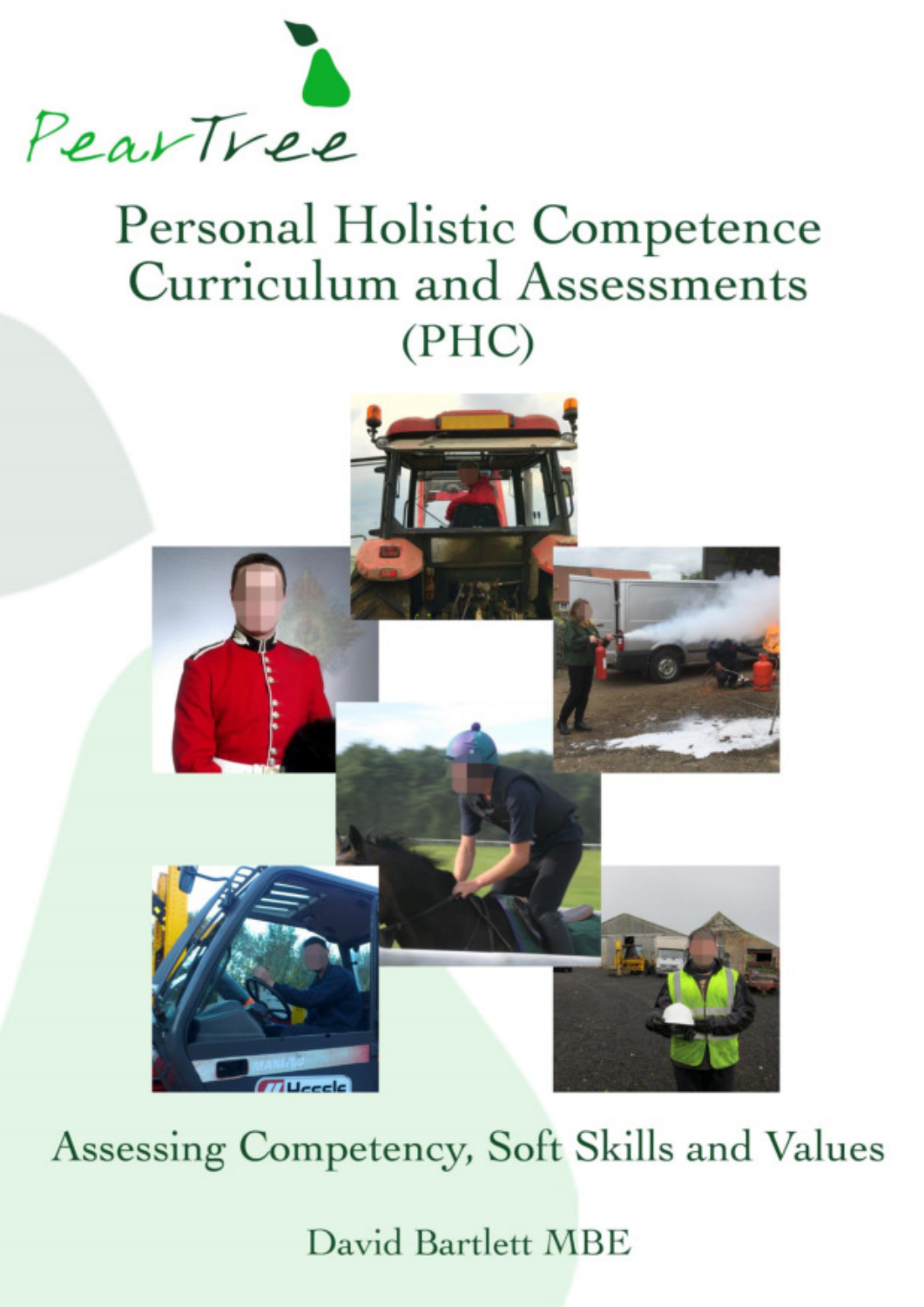PearTree

# Personal Holistic Competence Curriculum and Assessments (PHC)

## Assessing Competency, Soft Skills and Values

David Bartlett MBE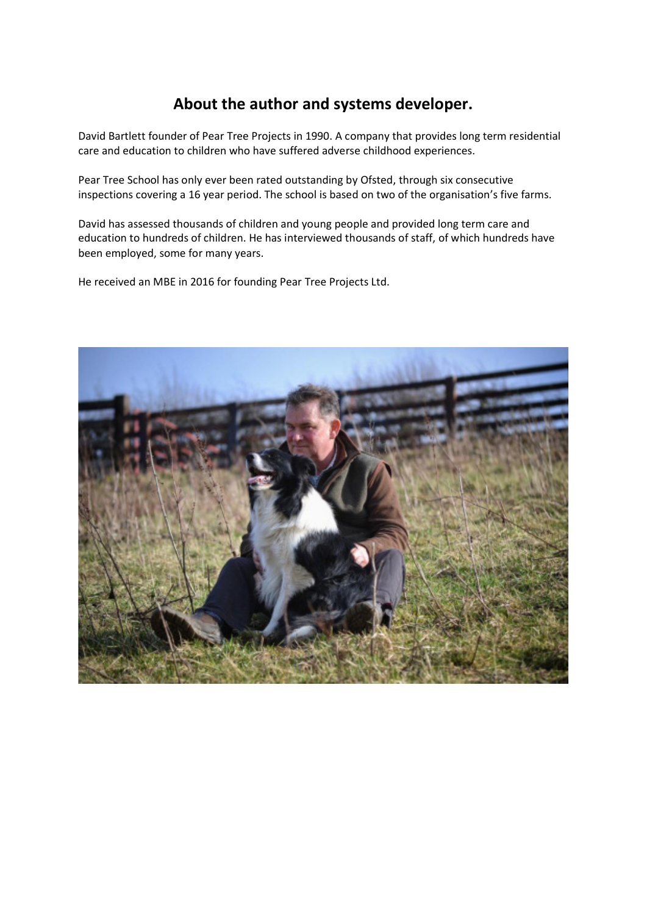## About the author and systems developer.

David Bartlett founder of Pear Tree Projects in 1990. A company that provides long term residential care and education to children who have suffered adverse childhood experiences.

Pear Tree School has only ever been rated outstanding by Ofsted, through six consecutive inspections covering a 16 year period. The school is based on two of the organisation's five farms.

David has assessed thousands of children and young people and provided long term care and education to hundreds of children. He has interviewed thousands of staff, of which hundreds have been employed, some for many years.

He received an MBE in 2016 for founding Pear Tree Projects Ltd.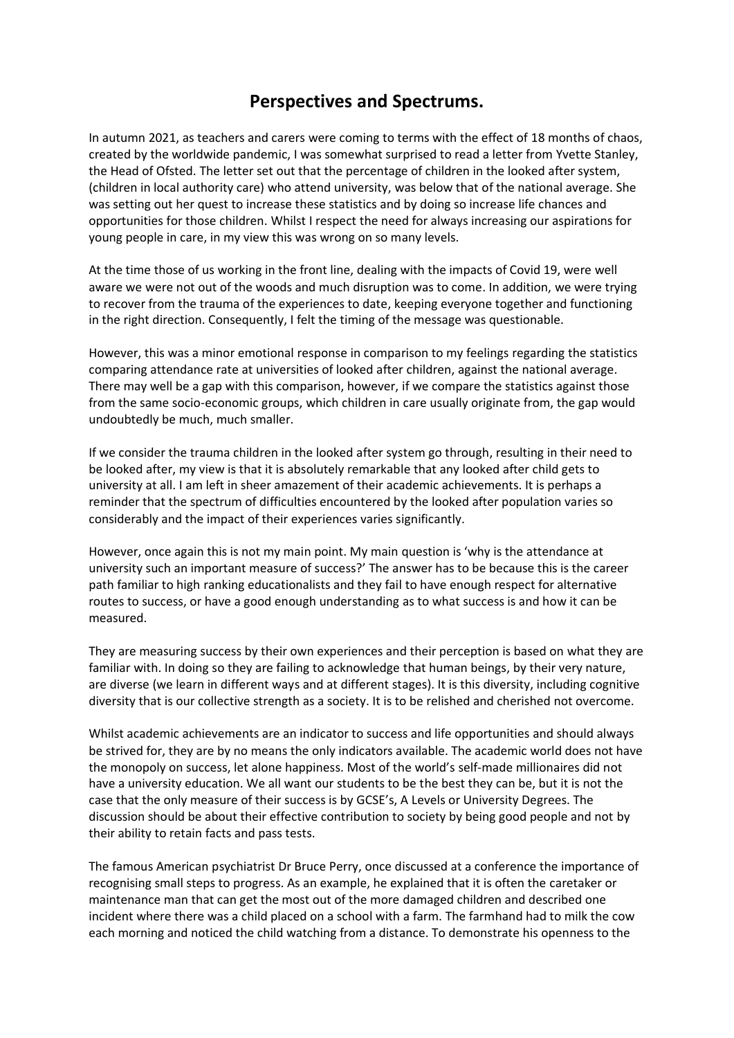# Perspectives and Spectrums.

In autumn 2021, as teachers and carers were coming to terms with the effect of 18 months of chaos, created by the worldwide pandemic, I was somewhat surprised to read a letter from Yvette Stanley, the Head of Ofsted. The letter set out that the percentage of children in the looked after system, (children in local authority care) who attend university, was below that of the national average. She was setting out her quest to increase these statistics and by doing so increase life chances and opportunities for those children. Whilst I respect the need for always increasing our aspirations for young people in care, in my view this was wrong on so many levels.

At the time those of us working in the front line, dealing with the impacts of Covid 19, were well aware we were not out of the woods and much disruption was to come. In addition, we were trying to recover from the trauma of the experiences to date, keeping everyone together and functioning in the right direction. Consequently, I felt the timing of the message was questionable.

However, this was a minor emotional response in comparison to my feelings regarding the statistics comparing attendance rate at universities of looked after children, against the national average. There may well be a gap with this comparison, however, if we compare the statistics against those from the same socio-economic groups, which children in care usually originate from, the gap would undoubtedly be much, much smaller.

If we consider the trauma children in the looked after system go through, resulting in their need to be looked after, my view is that it is absolutely remarkable that any looked after child gets to university at all. I am left in sheer amazement of their academic achievements. It is perhaps a reminder that the spectrum of difficulties encountered by the looked after population varies so considerably and the impact of their experiences varies significantly.

However, once again this is not my main point. My main question is 'why is the attendance at university such an important measure of success?' The answer has to be because this is the career path familiar to high ranking educationalists and they fail to have enough respect for alternative routes to success, or have a good enough understanding as to what success is and how it can be measured.

They are measuring success by their own experiences and their perception is based on what they are familiar with. In doing so they are failing to acknowledge that human beings, by their very nature, are diverse (we learn in different ways and at different stages). It is this diversity, including cognitive diversity that is our collective strength as a society. It is to be relished and cherished not overcome.

Whilst academic achievements are an indicator to success and life opportunities and should always be strived for, they are by no means the only indicators available. The academic world does not have the monopoly on success, let alone happiness. Most of the world's self-made millionaires did not have a university education. We all want our students to be the best they can be, but it is not the case that the only measure of their success is by GCSE's, A Levels or University Degrees. The discussion should be about their effective contribution to society by being good people and not by their ability to retain facts and pass tests.

The famous American psychiatrist Dr Bruce Perry, once discussed at a conference the importance of recognising small steps to progress. As an example, he explained that it is often the caretaker or maintenance man that can get the most out of the more damaged children and described one incident where there was a child placed on a school with a farm. The farmhand had to milk the cow each morning and noticed the child watching from a distance. To demonstrate his openness to the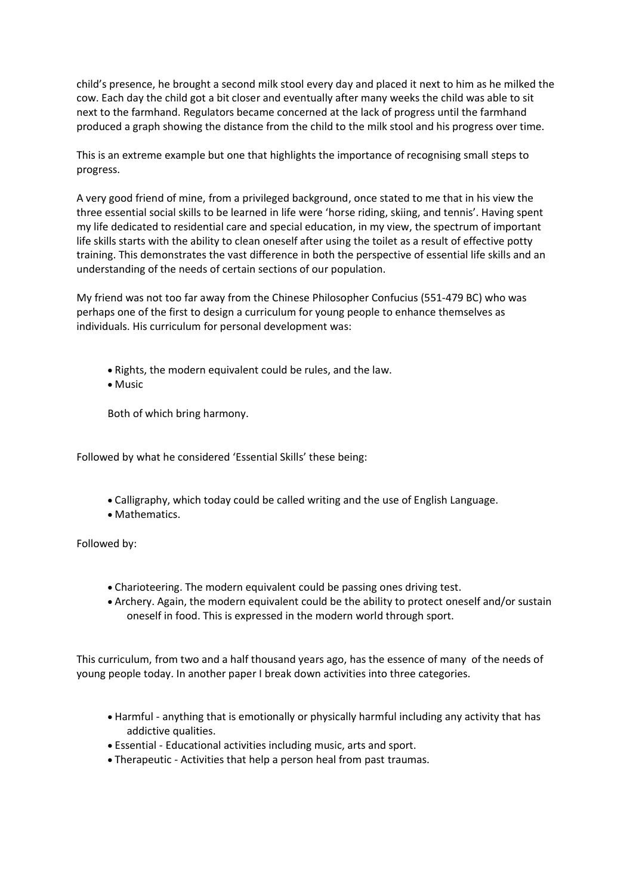child's presence, he brought a second milk stool every day and placed it next to him as he milked the cow. Each day the child got a bit closer and eventually after many weeks the child was able to sit next to the farmhand. Regulators became concerned at the lack of progress until the farmhand produced a graph showing the distance from the child to the milk stool and his progress over time.

This is an extreme example but one that highlights the importance of recognising small steps to progress.

A very good friend of mine, from a privileged background, once stated to me that in his view the three essential social skills to be learned in life were 'horse riding, skiing, and tennis'. Having spent my life dedicated to residential care and special education, in my view, the spectrum of important life skills starts with the ability to clean oneself after using the toilet as a result of effective potty training. This demonstrates the vast difference in both the perspective of essential life skills and an understanding of the needs of certain sections of our population.

My friend was not too far away from the Chinese Philosopher Confucius (551-479 BC) who was perhaps one of the first to design a curriculum for young people to enhance themselves as individuals. His curriculum for personal development was:

- Rights, the modern equivalent could be rules, and the law.
- Music

Both of which bring harmony.

Followed by what he considered 'Essential Skills' these being:

- Calligraphy, which today could be called writing and the use of English Language.
- Mathematics.

Followed by:

- Charioteering. The modern equivalent could be passing ones driving test.
- Archery. Again, the modern equivalent could be the ability to protect oneself and/or sustain oneself in food. This is expressed in the modern world through sport.

This curriculum, from two and a half thousand years ago, has the essence of many of the needs of young people today. In another paper I break down activities into three categories.

- Harmful - anything that is emotionally or physically harmful including any activity that has addictive qualities.
- Essential - Educational activities including music, arts and sport.
- Therapeutic - Activities that help a person heal from past traumas.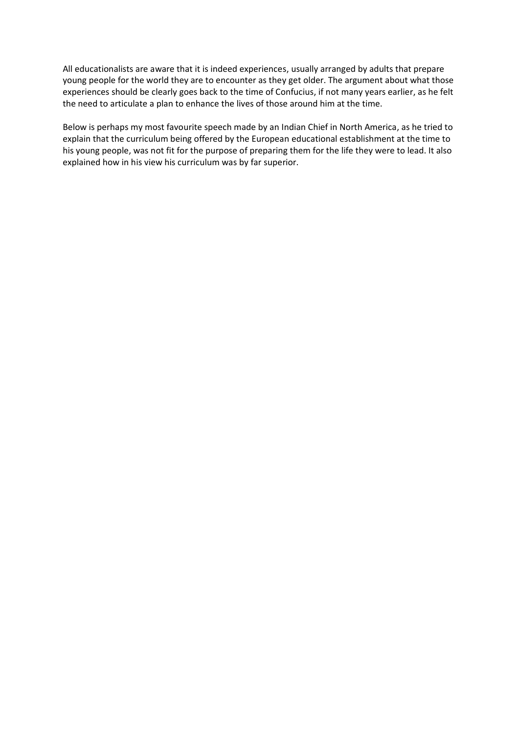All educationalists are aware that it is indeed experiences, usually arranged by adults that prepare young people for the world they are to encounter as they get older. The argument about what those experiences should be clearly goes back to the time of Confucius, if not many years earlier, as he felt the need to articulate a plan to enhance the lives of those around him at the time.

Below is perhaps my most favourite speech made by an Indian Chief in North America, as he tried to explain that the curriculum being offered by the European educational establishment at the time to his young people, was not fit for the purpose of preparing them for the life they were to lead. It also explained how in his view his curriculum was by far superior.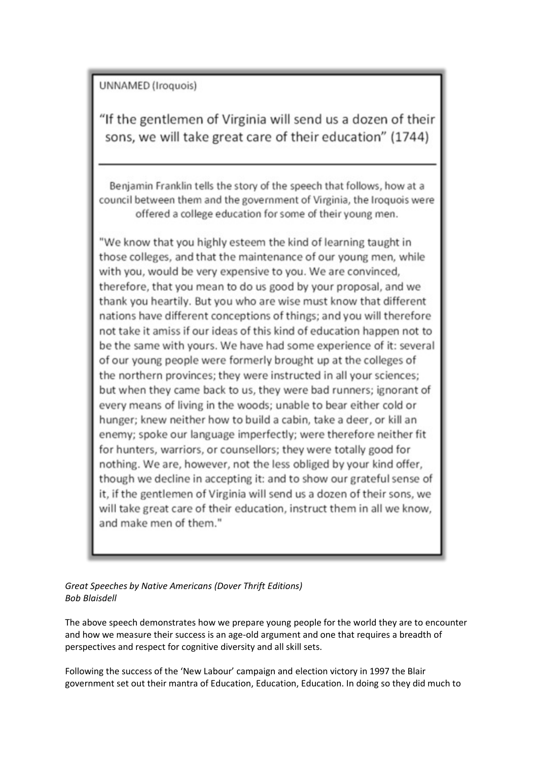UNNAMED (Iroquois)

## "If the gentlemen of Virginia will send us a dozen of their sons, we will take great care of their education" (1744)

---

Benjamin Franklin tells the story of the speech that follows, how at a council between them and the government of Virginia, the Iroquois were offered a college education for some of their young men.

"We know that you highly esteem the kind of learning taught in those colleges, and that the maintenance of our young men, while with you, would be very expensive to you. We are convinced, therefore, that you mean to do us good by your proposal, and we thank you heartily. But you who are wise must know that different nations have different conceptions of things; and you will therefore not take it amiss if our ideas of this kind of education happen not to be the same with yours. We have had some experience of it: several of our young people were formerly brought up at the colleges of the northern provinces; they were instructed in all your sciences; but when they came back to us, they were bad runners; ignorant of every means of living in the woods; unable to bear either cold or hunger; knew neither how to build a cabin, take a deer, or kill an enemy; spoke our language imperfectly; were therefore neither fit for hunters, warriors, or counsellors; they were totally good for nothing. We are, however, not the less obliged by your kind offer, though we decline in accepting it: and to show our grateful sense of it, if the gentlemen of Virginia will send us a dozen of their sons, we will take great care of their education, instruct them in all we know, and make men of them."

*Great Speeches by Native Americans (Dover Thrift Editions)*
*Bob Blaisdell*

The above speech demonstrates how we prepare young people for the world they are to encounter and how we measure their success is an age-old argument and one that requires a breadth of perspectives and respect for cognitive diversity and all skill sets.

Following the success of the 'New Labour' campaign and election victory in 1997 the Blair government set out their mantra of Education, Education, Education. In doing so they did much to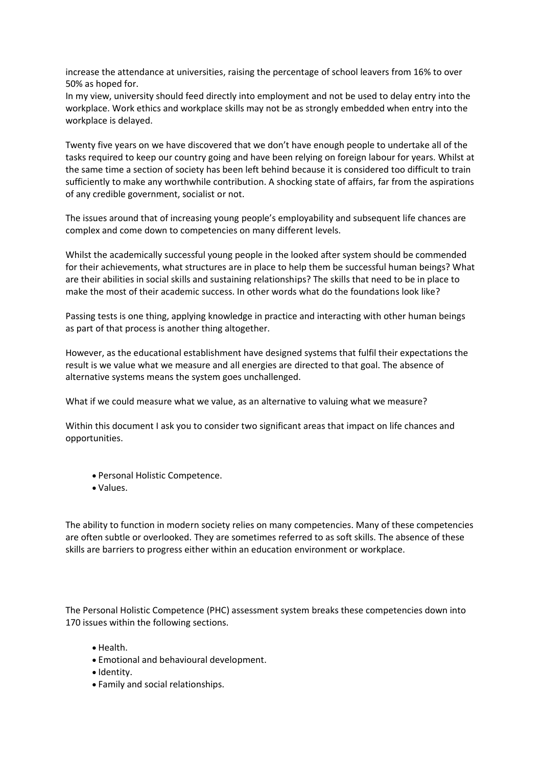increase the attendance at universities, raising the percentage of school leavers from 16% to over 50% as hoped for.
In my view, university should feed directly into employment and not be used to delay entry into the workplace. Work ethics and workplace skills may not be as strongly embedded when entry into the workplace is delayed.

Twenty five years on we have discovered that we don't have enough people to undertake all of the tasks required to keep our country going and have been relying on foreign labour for years. Whilst at the same time a section of society has been left behind because it is considered too difficult to train sufficiently to make any worthwhile contribution. A shocking state of affairs, far from the aspirations of any credible government, socialist or not.

The issues around that of increasing young people's employability and subsequent life chances are complex and come down to competencies on many different levels.

Whilst the academically successful young people in the looked after system should be commended for their achievements, what structures are in place to help them be successful human beings? What are their abilities in social skills and sustaining relationships? The skills that need to be in place to make the most of their academic success. In other words what do the foundations look like?

Passing tests is one thing, applying knowledge in practice and interacting with other human beings as part of that process is another thing altogether.

However, as the educational establishment have designed systems that fulfil their expectations the result is we value what we measure and all energies are directed to that goal. The absence of alternative systems means the system goes unchallenged.

What if we could measure what we value, as an alternative to valuing what we measure?

Within this document I ask you to consider two significant areas that impact on life chances and opportunities.

- Personal Holistic Competence.
- Values.

The ability to function in modern society relies on many competencies. Many of these competencies are often subtle or overlooked. They are sometimes referred to as soft skills. The absence of these skills are barriers to progress either within an education environment or workplace.

The Personal Holistic Competence (PHC) assessment system breaks these competencies down into 170 issues within the following sections.

- Health.
- Emotional and behavioural development.
- Identity.
- Family and social relationships.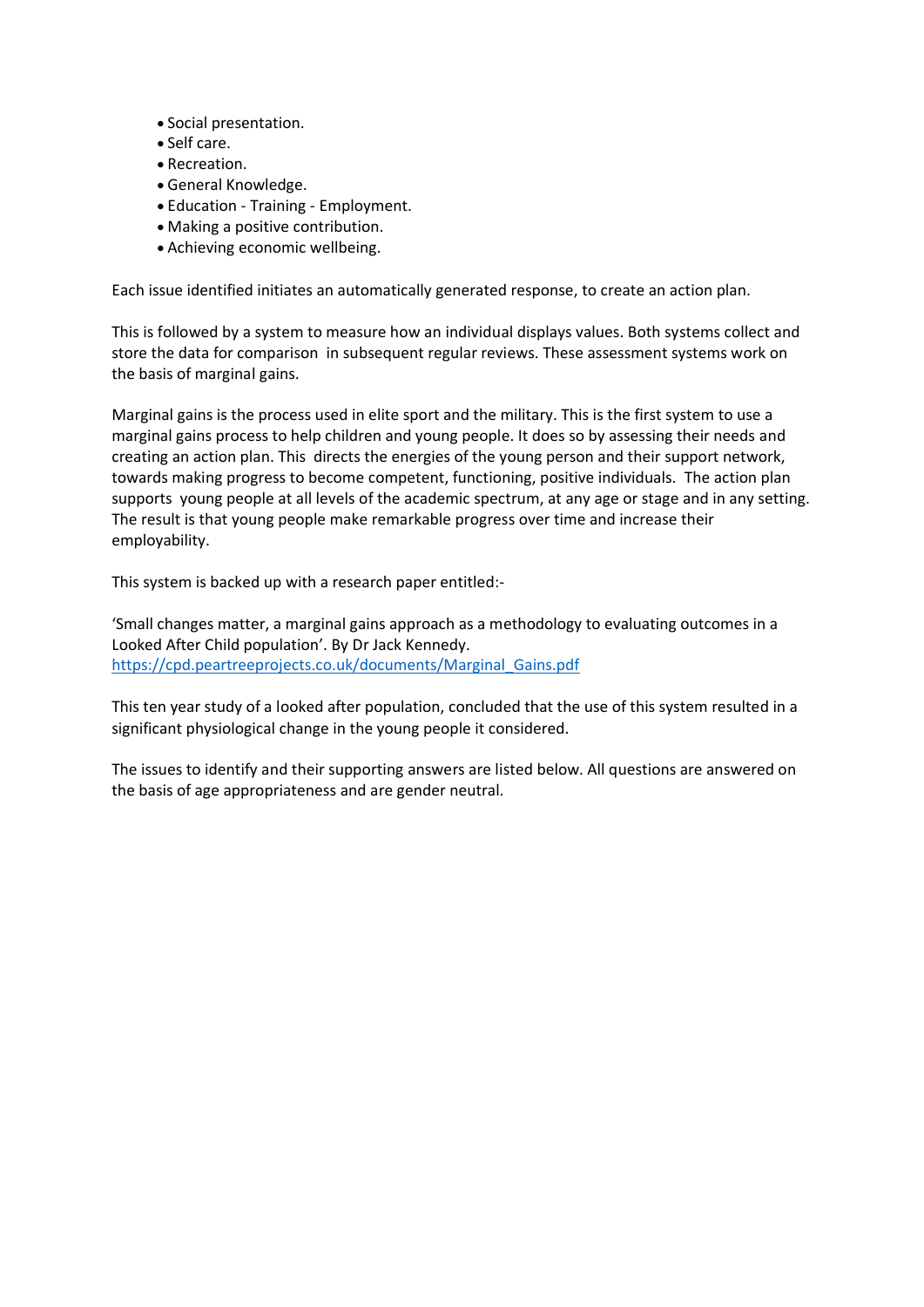- Social presentation.
- Self care.
- Recreation.
- General Knowledge.
- Education - Training - Employment.
- Making a positive contribution.
- Achieving economic wellbeing.

Each issue identified initiates an automatically generated response, to create an action plan.

This is followed by a system to measure how an individual displays values. Both systems collect and store the data for comparison in subsequent regular reviews. These assessment systems work on the basis of marginal gains.

Marginal gains is the process used in elite sport and the military. This is the first system to use a marginal gains process to help children and young people. It does so by assessing their needs and creating an action plan. This directs the energies of the young person and their support network, towards making progress to become competent, functioning, positive individuals. The action plan supports young people at all levels of the academic spectrum, at any age or stage and in any setting. The result is that young people make remarkable progress over time and increase their employability.

This system is backed up with a research paper entitled:-

'Small changes matter, a marginal gains approach as a methodology to evaluating outcomes in a Looked After Child population'. By Dr Jack Kennedy.
[https://cpd.peartreeprojects.co.uk/documents/Marginal_Gains.pdf](https://cpd.peartreeprojects.co.uk/documents/Marginal_Gains.pdf)

This ten year study of a looked after population, concluded that the use of this system resulted in a significant physiological change in the young people it considered.

The issues to identify and their supporting answers are listed below. All questions are answered on the basis of age appropriateness and are gender neutral.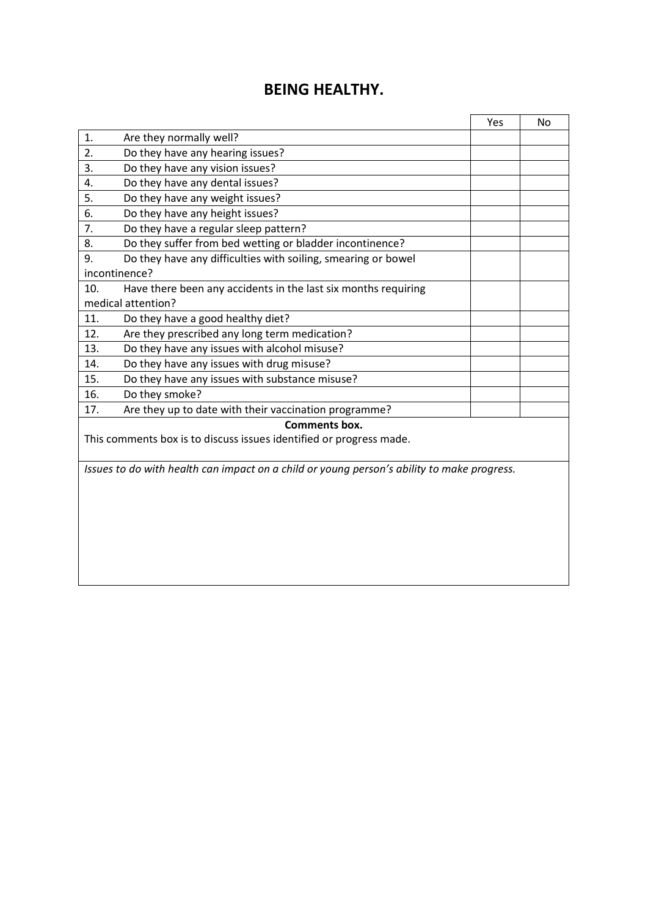# BEING HEALTHY.

| | | Yes | No |
|---|---|---|---|
| 1. | Are they normally well? | | |
| 2. | Do they have any hearing issues? | | |
| 3. | Do they have any vision issues? | | |
| 4. | Do they have any dental issues? | | |
| 5. | Do they have any weight issues? | | |
| 6. | Do they have any height issues? | | |
| 7. | Do they have a regular sleep pattern? | | |
| 8. | Do they suffer from bed wetting or bladder incontinence? | | |
| 9. | Do they have any difficulties with soiling, smearing or bowel incontinence? | | |
| 10. | Have there been any accidents in the last six months requiring medical attention? | | |
| 11. | Do they have a good healthy diet? | | |
| 12. | Are they prescribed any long term medication? | | |
| 13. | Do they have any issues with alcohol misuse? | | |
| 14. | Do they have any issues with drug misuse? | | |
| 15. | Do they have any issues with substance misuse? | | |
| 16. | Do they smoke? | | |
| 17. | Are they up to date with their vaccination programme? | | |

**Comments box.**

This comments box is to discuss issues identified or progress made.

*Issues to do with health can impact on a child or young person's ability to make progress.*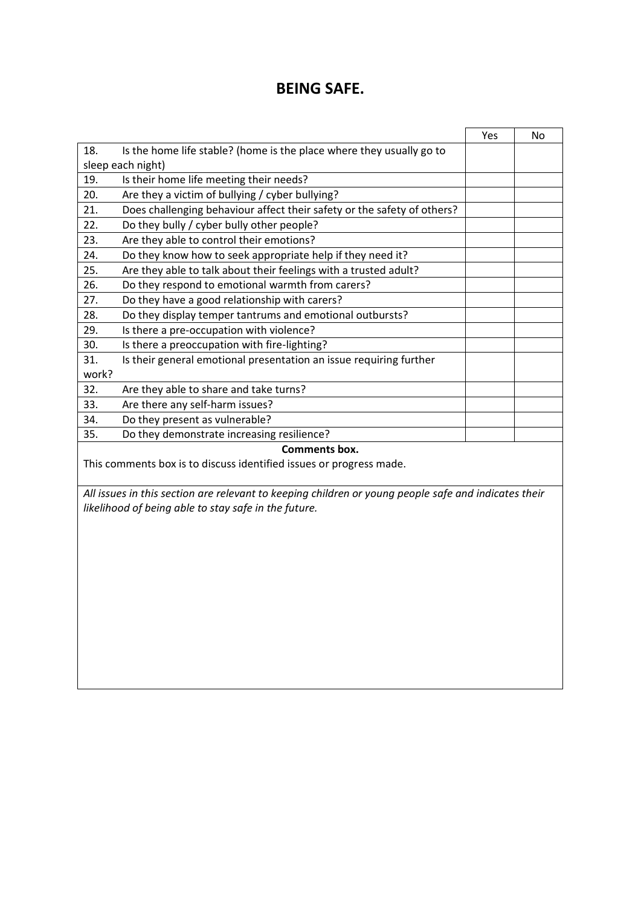# BEING SAFE.

| | Yes | No |
|---|---|---|
| 18. Is the home life stable? (home is the place where they usually go to sleep each night) | | |
| 19. Is their home life meeting their needs? | | |
| 20. Are they a victim of bullying / cyber bullying? | | |
| 21. Does challenging behaviour affect their safety or the safety of others? | | |
| 22. Do they bully / cyber bully other people? | | |
| 23. Are they able to control their emotions? | | |
| 24. Do they know how to seek appropriate help if they need it? | | |
| 25. Are they able to talk about their feelings with a trusted adult? | | |
| 26. Do they respond to emotional warmth from carers? | | |
| 27. Do they have a good relationship with carers? | | |
| 28. Do they display temper tantrums and emotional outbursts? | | |
| 29. Is there a pre-occupation with violence? | | |
| 30. Is there a preoccupation with fire-lighting? | | |
| 31. Is their general emotional presentation an issue requiring further work? | | |
| 32. Are they able to share and take turns? | | |
| 33. Are there any self-harm issues? | | |
| 34. Do they present as vulnerable? | | |
| 35. Do they demonstrate increasing resilience? | | |

**Comments box.**

This comments box is to discuss identified issues or progress made.

*All issues in this section are relevant to keeping children or young people safe and indicates their likelihood of being able to stay safe in the future.*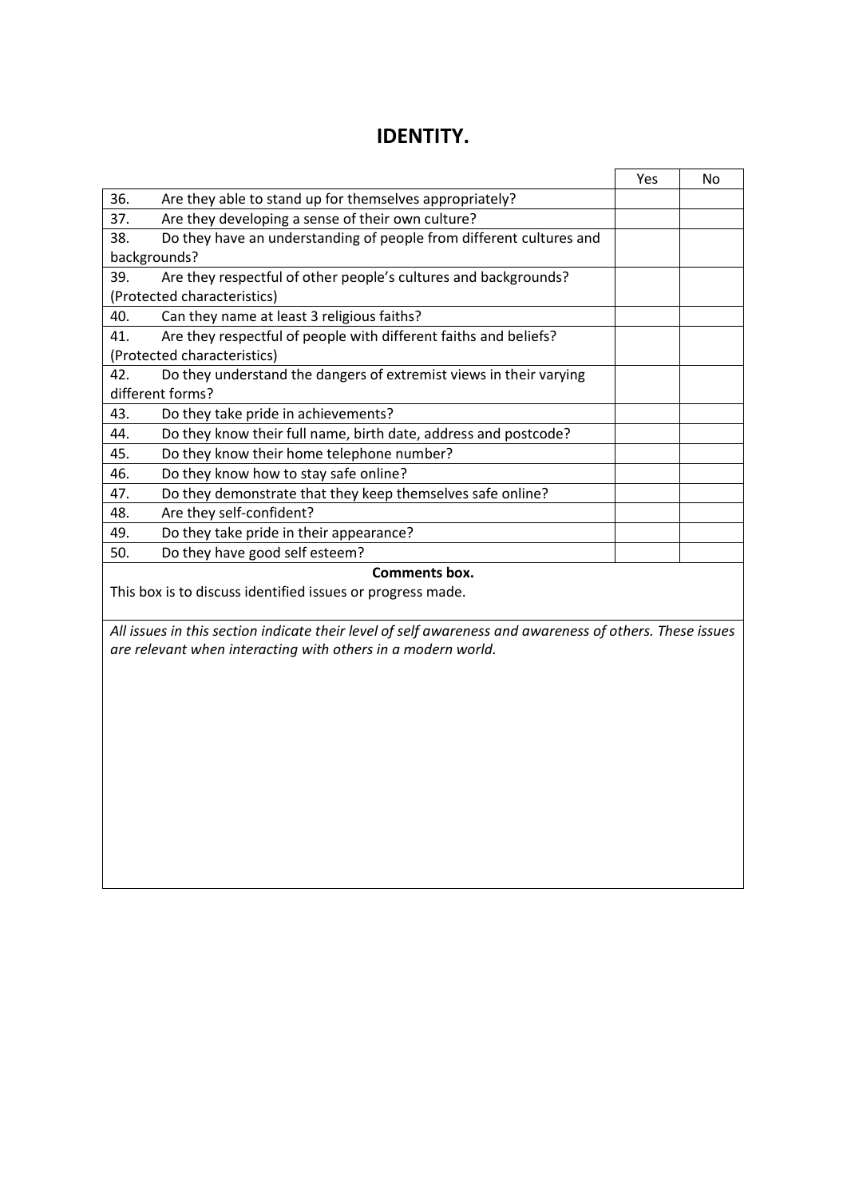# IDENTITY.

| | Yes | No |
|---|---|---|
| 36. Are they able to stand up for themselves appropriately? | | |
| 37. Are they developing a sense of their own culture? | | |
| 38. Do they have an understanding of people from different cultures and backgrounds? | | |
| 39. Are they respectful of other people's cultures and backgrounds? (Protected characteristics) | | |
| 40. Can they name at least 3 religious faiths? | | |
| 41. Are they respectful of people with different faiths and beliefs? (Protected characteristics) | | |
| 42. Do they understand the dangers of extremist views in their varying different forms? | | |
| 43. Do they take pride in achievements? | | |
| 44. Do they know their full name, birth date, address and postcode? | | |
| 45. Do they know their home telephone number? | | |
| 46. Do they know how to stay safe online? | | |
| 47. Do they demonstrate that they keep themselves safe online? | | |
| 48. Are they self-confident? | | |
| 49. Do they take pride in their appearance? | | |
| 50. Do they have good self esteem? | | |

**Comments box.**

This box is to discuss identified issues or progress made.

*All issues in this section indicate their level of self awareness and awareness of others. These issues are relevant when interacting with others in a modern world.*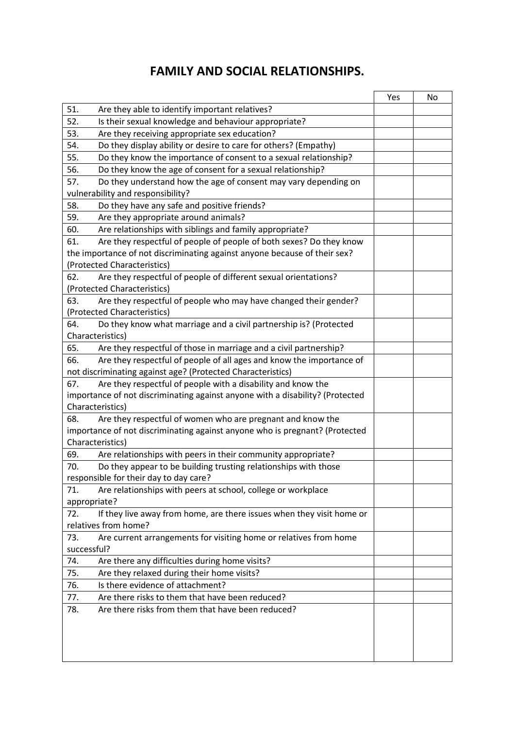# FAMILY AND SOCIAL RELATIONSHIPS.

| | Yes | No |
|---|---|---|
| 51. Are they able to identify important relatives? | | |
| 52. Is their sexual knowledge and behaviour appropriate? | | |
| 53. Are they receiving appropriate sex education? | | |
| 54. Do they display ability or desire to care for others? (Empathy) | | |
| 55. Do they know the importance of consent to a sexual relationship? | | |
| 56. Do they know the age of consent for a sexual relationship? | | |
| 57. Do they understand how the age of consent may vary depending on vulnerability and responsibility? | | |
| 58. Do they have any safe and positive friends? | | |
| 59. Are they appropriate around animals? | | |
| 60. Are relationships with siblings and family appropriate? | | |
| 61. Are they respectful of people of people of both sexes? Do they know the importance of not discriminating against anyone because of their sex? (Protected Characteristics) | | |
| 62. Are they respectful of people of different sexual orientations? (Protected Characteristics) | | |
| 63. Are they respectful of people who may have changed their gender? (Protected Characteristics) | | |
| 64. Do they know what marriage and a civil partnership is? (Protected Characteristics) | | |
| 65. Are they respectful of those in marriage and a civil partnership? | | |
| 66. Are they respectful of people of all ages and know the importance of not discriminating against age? (Protected Characteristics) | | |
| 67. Are they respectful of people with a disability and know the importance of not discriminating against anyone with a disability? (Protected Characteristics) | | |
| 68. Are they respectful of women who are pregnant and know the importance of not discriminating against anyone who is pregnant? (Protected Characteristics) | | |
| 69. Are relationships with peers in their community appropriate? | | |
| 70. Do they appear to be building trusting relationships with those responsible for their day to day care? | | |
| 71. Are relationships with peers at school, college or workplace appropriate? | | |
| 72. If they live away from home, are there issues when they visit home or relatives from home? | | |
| 73. Are current arrangements for visiting home or relatives from home successful? | | |
| 74. Are there any difficulties during home visits? | | |
| 75. Are they relaxed during their home visits? | | |
| 76. Is there evidence of attachment? | | |
| 77. Are there risks to them that have been reduced? | | |
| 78. Are there risks from them that have been reduced? | | |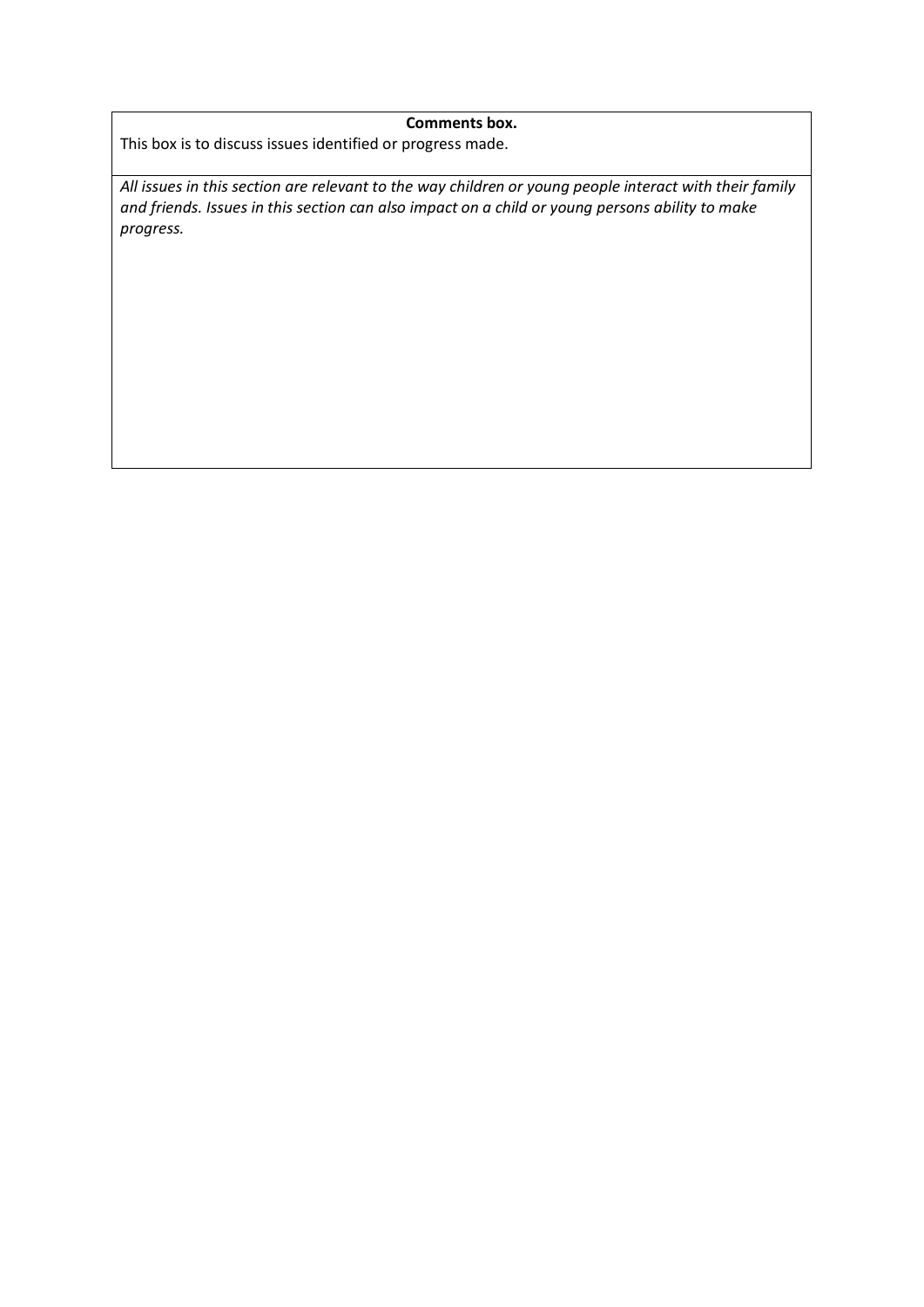| **Comments box.**<br>This box is to discuss issues identified or progress made. |
| --- |
| *All issues in this section are relevant to the way children or young people interact with their family and friends. Issues in this section can also impact on a child or young persons ability to make progress.* |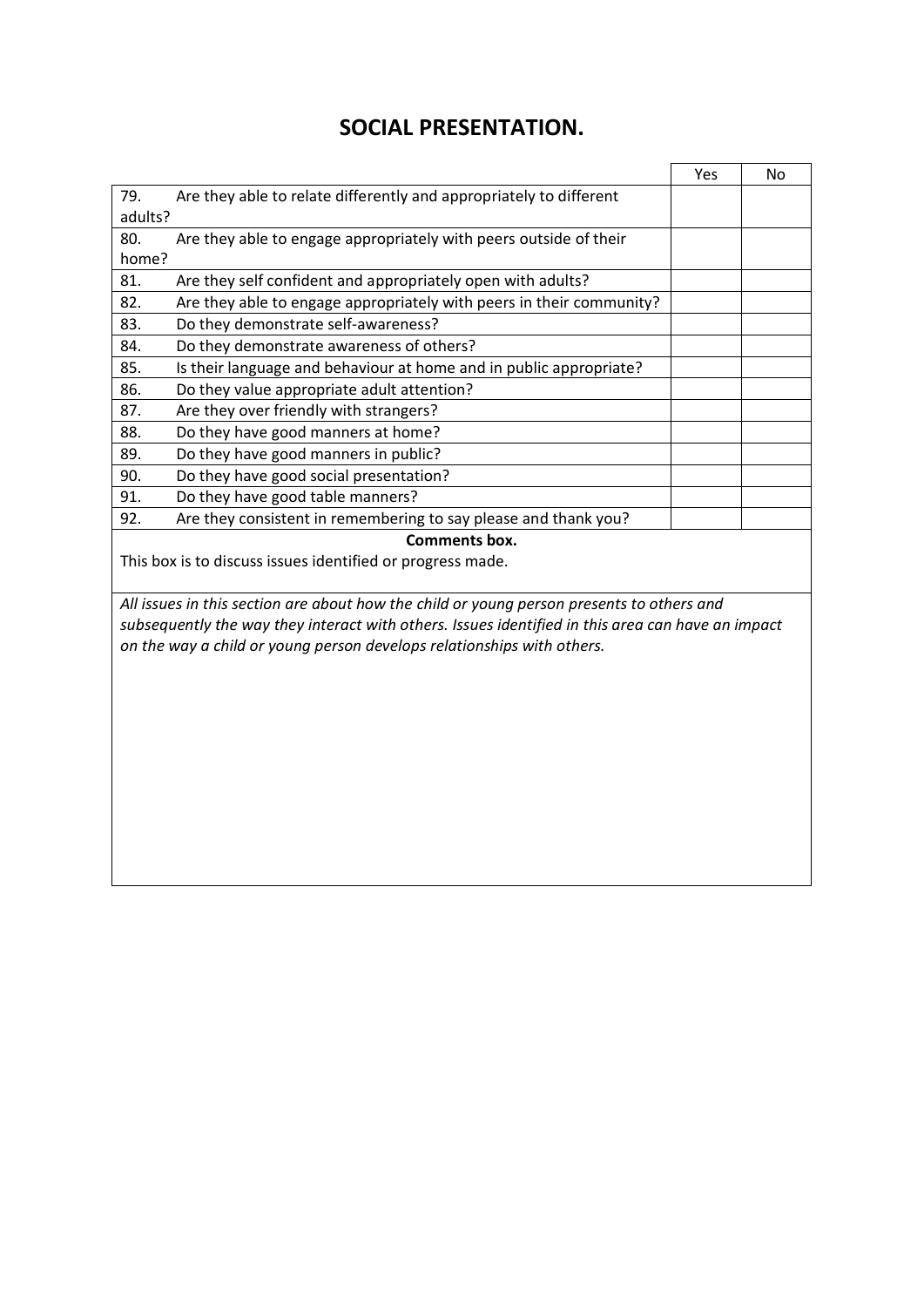# SOCIAL PRESENTATION.

| | Yes | No |
|---|---|---|
| 79. Are they able to relate differently and appropriately to different adults? | | |
| 80. Are they able to engage appropriately with peers outside of their home? | | |
| 81. Are they self confident and appropriately open with adults? | | |
| 82. Are they able to engage appropriately with peers in their community? | | |
| 83. Do they demonstrate self-awareness? | | |
| 84. Do they demonstrate awareness of others? | | |
| 85. Is their language and behaviour at home and in public appropriate? | | |
| 86. Do they value appropriate adult attention? | | |
| 87. Are they over friendly with strangers? | | |
| 88. Do they have good manners at home? | | |
| 89. Do they have good manners in public? | | |
| 90. Do they have good social presentation? | | |
| 91. Do they have good table manners? | | |
| 92. Are they consistent in remembering to say please and thank you? | | |

**Comments box.**

This box is to discuss issues identified or progress made.

*All issues in this section are about how the child or young person presents to others and subsequently the way they interact with others. Issues identified in this area can have an impact on the way a child or young person develops relationships with others.*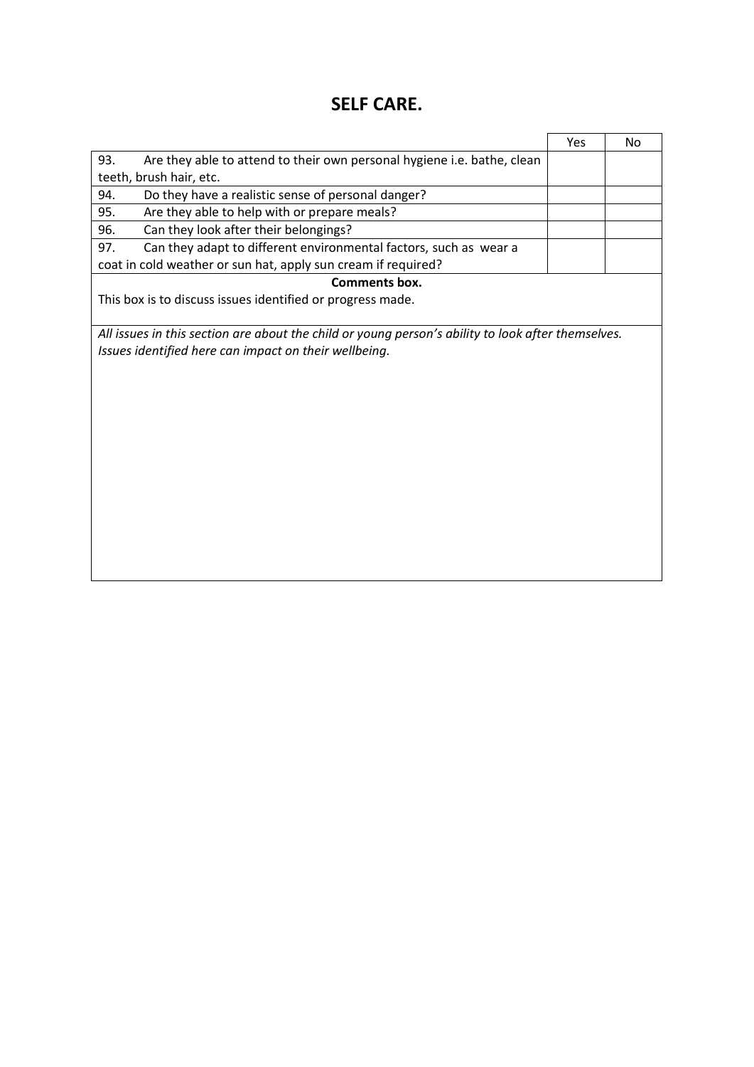# SELF CARE.

| | Yes | No |
|---|---|---|
| 93. Are they able to attend to their own personal hygiene i.e. bathe, clean teeth, brush hair, etc. | | |
| 94. Do they have a realistic sense of personal danger? | | |
| 95. Are they able to help with or prepare meals? | | |
| 96. Can they look after their belongings? | | |
| 97. Can they adapt to different environmental factors, such as wear a coat in cold weather or sun hat, apply sun cream if required? | | |

**Comments box.**

This box is to discuss issues identified or progress made.

*All issues in this section are about the child or young person's ability to look after themselves. Issues identified here can impact on their wellbeing.*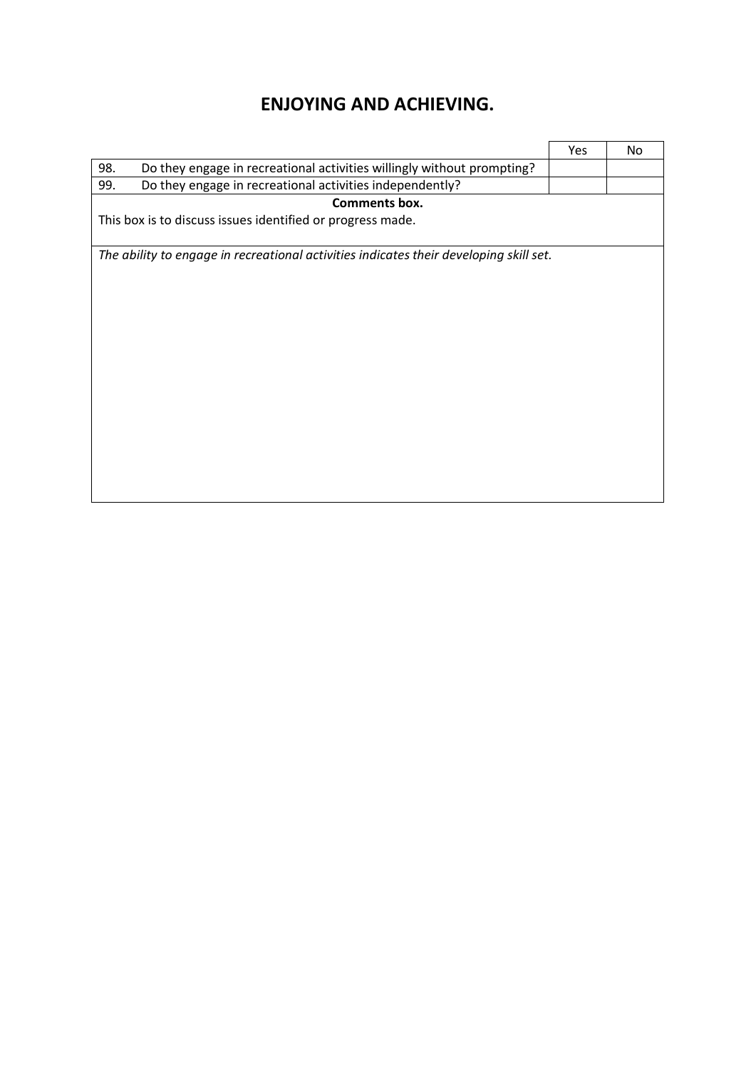# ENJOYING AND ACHIEVING.

| | | Yes | No |
|---|---|---|---|
| 98. | Do they engage in recreational activities willingly without prompting? | | |
| 99. | Do they engage in recreational activities independently? | | |

**Comments box.**

This box is to discuss issues identified or progress made.

*The ability to engage in recreational activities indicates their developing skill set.*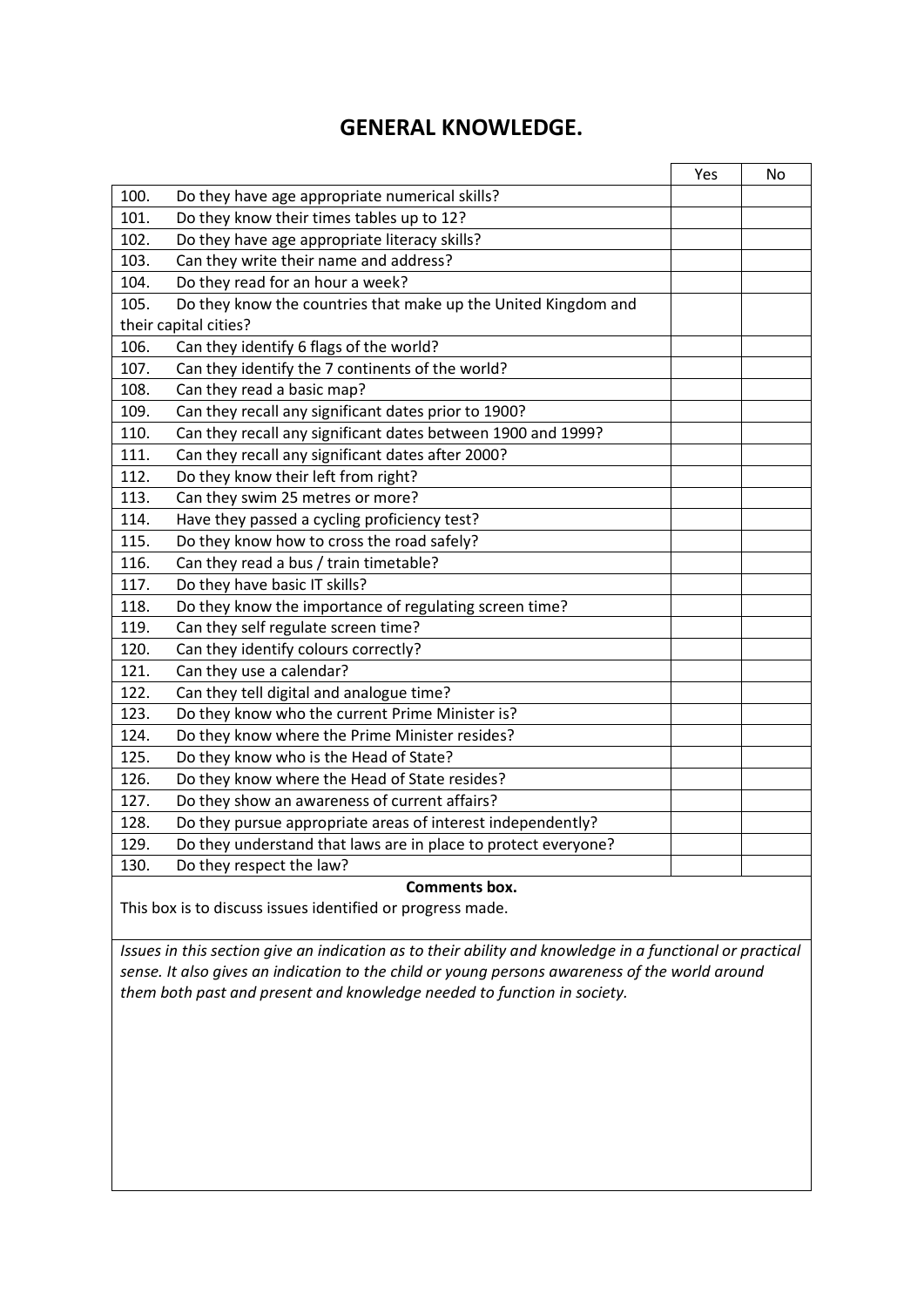# GENERAL KNOWLEDGE.

| | Yes | No |
|---|---|---|
| 100. Do they have age appropriate numerical skills? | | |
| 101. Do they know their times tables up to 12? | | |
| 102. Do they have age appropriate literacy skills? | | |
| 103. Can they write their name and address? | | |
| 104. Do they read for an hour a week? | | |
| 105. Do they know the countries that make up the United Kingdom and their capital cities? | | |
| 106. Can they identify 6 flags of the world? | | |
| 107. Can they identify the 7 continents of the world? | | |
| 108. Can they read a basic map? | | |
| 109. Can they recall any significant dates prior to 1900? | | |
| 110. Can they recall any significant dates between 1900 and 1999? | | |
| 111. Can they recall any significant dates after 2000? | | |
| 112. Do they know their left from right? | | |
| 113. Can they swim 25 metres or more? | | |
| 114. Have they passed a cycling proficiency test? | | |
| 115. Do they know how to cross the road safely? | | |
| 116. Can they read a bus / train timetable? | | |
| 117. Do they have basic IT skills? | | |
| 118. Do they know the importance of regulating screen time? | | |
| 119. Can they self regulate screen time? | | |
| 120. Can they identify colours correctly? | | |
| 121. Can they use a calendar? | | |
| 122. Can they tell digital and analogue time? | | |
| 123. Do they know who the current Prime Minister is? | | |
| 124. Do they know where the Prime Minister resides? | | |
| 125. Do they know who is the Head of State? | | |
| 126. Do they know where the Head of State resides? | | |
| 127. Do they show an awareness of current affairs? | | |
| 128. Do they pursue appropriate areas of interest independently? | | |
| 129. Do they understand that laws are in place to protect everyone? | | |
| 130. Do they respect the law? | | |

**Comments box.**

This box is to discuss issues identified or progress made.

*Issues in this section give an indication as to their ability and knowledge in a functional or practical sense. It also gives an indication to the child or young persons awareness of the world around them both past and present and knowledge needed to function in society.*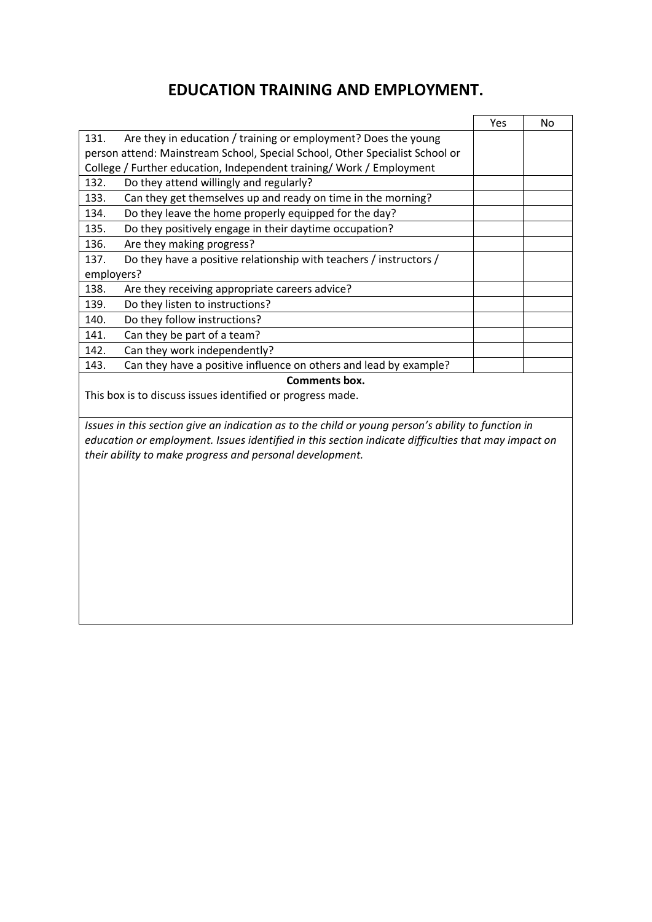# EDUCATION TRAINING AND EMPLOYMENT.

| | Yes | No |
|---|---|---|
| 131. Are they in education / training or employment? Does the young person attend: Mainstream School, Special School, Other Specialist School or College / Further education, Independent training/ Work / Employment | | |
| 132. Do they attend willingly and regularly? | | |
| 133. Can they get themselves up and ready on time in the morning? | | |
| 134. Do they leave the home properly equipped for the day? | | |
| 135. Do they positively engage in their daytime occupation? | | |
| 136. Are they making progress? | | |
| 137. Do they have a positive relationship with teachers / instructors / employers? | | |
| 138. Are they receiving appropriate careers advice? | | |
| 139. Do they listen to instructions? | | |
| 140. Do they follow instructions? | | |
| 141. Can they be part of a team? | | |
| 142. Can they work independently? | | |
| 143. Can they have a positive influence on others and lead by example? | | |

**Comments box.**

This box is to discuss issues identified or progress made.

*Issues in this section give an indication as to the child or young person's ability to function in education or employment. Issues identified in this section indicate difficulties that may impact on their ability to make progress and personal development.*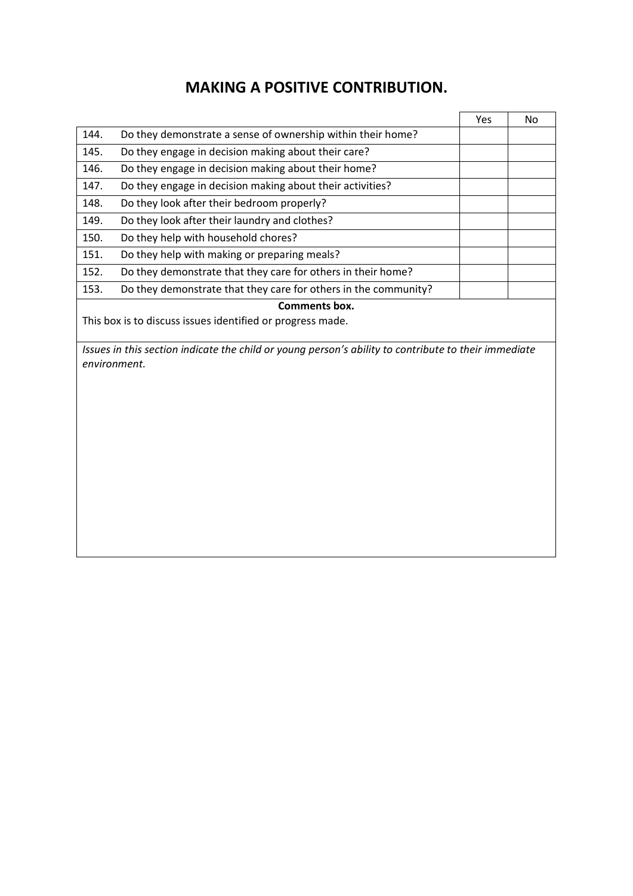# MAKING A POSITIVE CONTRIBUTION.

| | | Yes | No |
|---|---|---|---|
| 144. | Do they demonstrate a sense of ownership within their home? | | |
| 145. | Do they engage in decision making about their care? | | |
| 146. | Do they engage in decision making about their home? | | |
| 147. | Do they engage in decision making about their activities? | | |
| 148. | Do they look after their bedroom properly? | | |
| 149. | Do they look after their laundry and clothes? | | |
| 150. | Do they help with household chores? | | |
| 151. | Do they help with making or preparing meals? | | |
| 152. | Do they demonstrate that they care for others in their home? | | |
| 153. | Do they demonstrate that they care for others in the community? | | |

**Comments box.**

This box is to discuss issues identified or progress made.

*Issues in this section indicate the child or young person's ability to contribute to their immediate environment.*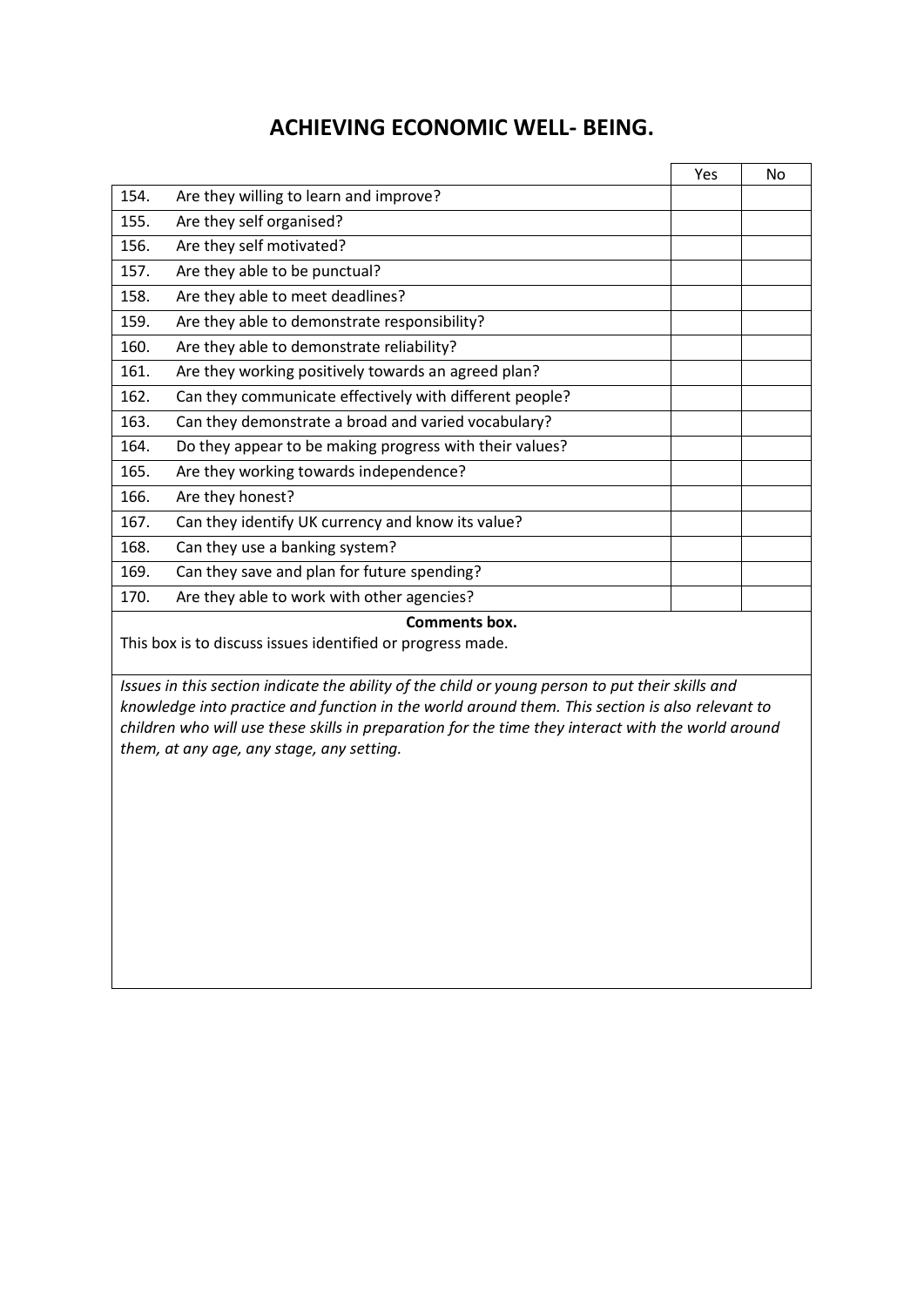# ACHIEVING ECONOMIC WELL- BEING.

| | | Yes | No |
|---|---|---|---|
| 154. | Are they willing to learn and improve? | | |
| 155. | Are they self organised? | | |
| 156. | Are they self motivated? | | |
| 157. | Are they able to be punctual? | | |
| 158. | Are they able to meet deadlines? | | |
| 159. | Are they able to demonstrate responsibility? | | |
| 160. | Are they able to demonstrate reliability? | | |
| 161. | Are they working positively towards an agreed plan? | | |
| 162. | Can they communicate effectively with different people? | | |
| 163. | Can they demonstrate a broad and varied vocabulary? | | |
| 164. | Do they appear to be making progress with their values? | | |
| 165. | Are they working towards independence? | | |
| 166. | Are they honest? | | |
| 167. | Can they identify UK currency and know its value? | | |
| 168. | Can they use a banking system? | | |
| 169. | Can they save and plan for future spending? | | |
| 170. | Are they able to work with other agencies? | | |

**Comments box.**

This box is to discuss issues identified or progress made.

*Issues in this section indicate the ability of the child or young person to put their skills and knowledge into practice and function in the world around them. This section is also relevant to children who will use these skills in preparation for the time they interact with the world around them, at any age, any stage, any setting.*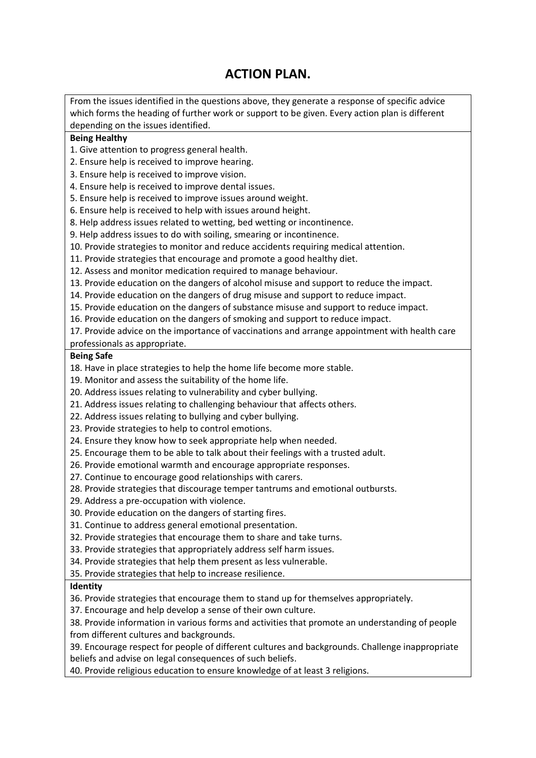# ACTION PLAN.

From the issues identified in the questions above, they generate a response of specific advice which forms the heading of further work or support to be given. Every action plan is different depending on the issues identified.

**Being Healthy**

1. Give attention to progress general health.
2. Ensure help is received to improve hearing.
3. Ensure help is received to improve vision.
4. Ensure help is received to improve dental issues.
5. Ensure help is received to improve issues around weight.
6. Ensure help is received to help with issues around height.
8. Help address issues related to wetting, bed wetting or incontinence.
9. Help address issues to do with soiling, smearing or incontinence.
10. Provide strategies to monitor and reduce accidents requiring medical attention.
11. Provide strategies that encourage and promote a good healthy diet.
12. Assess and monitor medication required to manage behaviour.
13. Provide education on the dangers of alcohol misuse and support to reduce the impact.
14. Provide education on the dangers of drug misuse and support to reduce impact.
15. Provide education on the dangers of substance misuse and support to reduce impact.
16. Provide education on the dangers of smoking and support to reduce impact.
17. Provide advice on the importance of vaccinations and arrange appointment with health care professionals as appropriate.

**Being Safe**

18. Have in place strategies to help the home life become more stable.
19. Monitor and assess the suitability of the home life.
20. Address issues relating to vulnerability and cyber bullying.
21. Address issues relating to challenging behaviour that affects others.
22. Address issues relating to bullying and cyber bullying.
23. Provide strategies to help to control emotions.
24. Ensure they know how to seek appropriate help when needed.
25. Encourage them to be able to talk about their feelings with a trusted adult.
26. Provide emotional warmth and encourage appropriate responses.
27. Continue to encourage good relationships with carers.
28. Provide strategies that discourage temper tantrums and emotional outbursts.
29. Address a pre-occupation with violence.
30. Provide education on the dangers of starting fires.
31. Continue to address general emotional presentation.
32. Provide strategies that encourage them to share and take turns.
33. Provide strategies that appropriately address self harm issues.
34. Provide strategies that help them present as less vulnerable.
35. Provide strategies that help to increase resilience.

**Identity**

36. Provide strategies that encourage them to stand up for themselves appropriately.
37. Encourage and help develop a sense of their own culture.
38. Provide information in various forms and activities that promote an understanding of people from different cultures and backgrounds.
39. Encourage respect for people of different cultures and backgrounds. Challenge inappropriate beliefs and advise on legal consequences of such beliefs.
40. Provide religious education to ensure knowledge of at least 3 religions.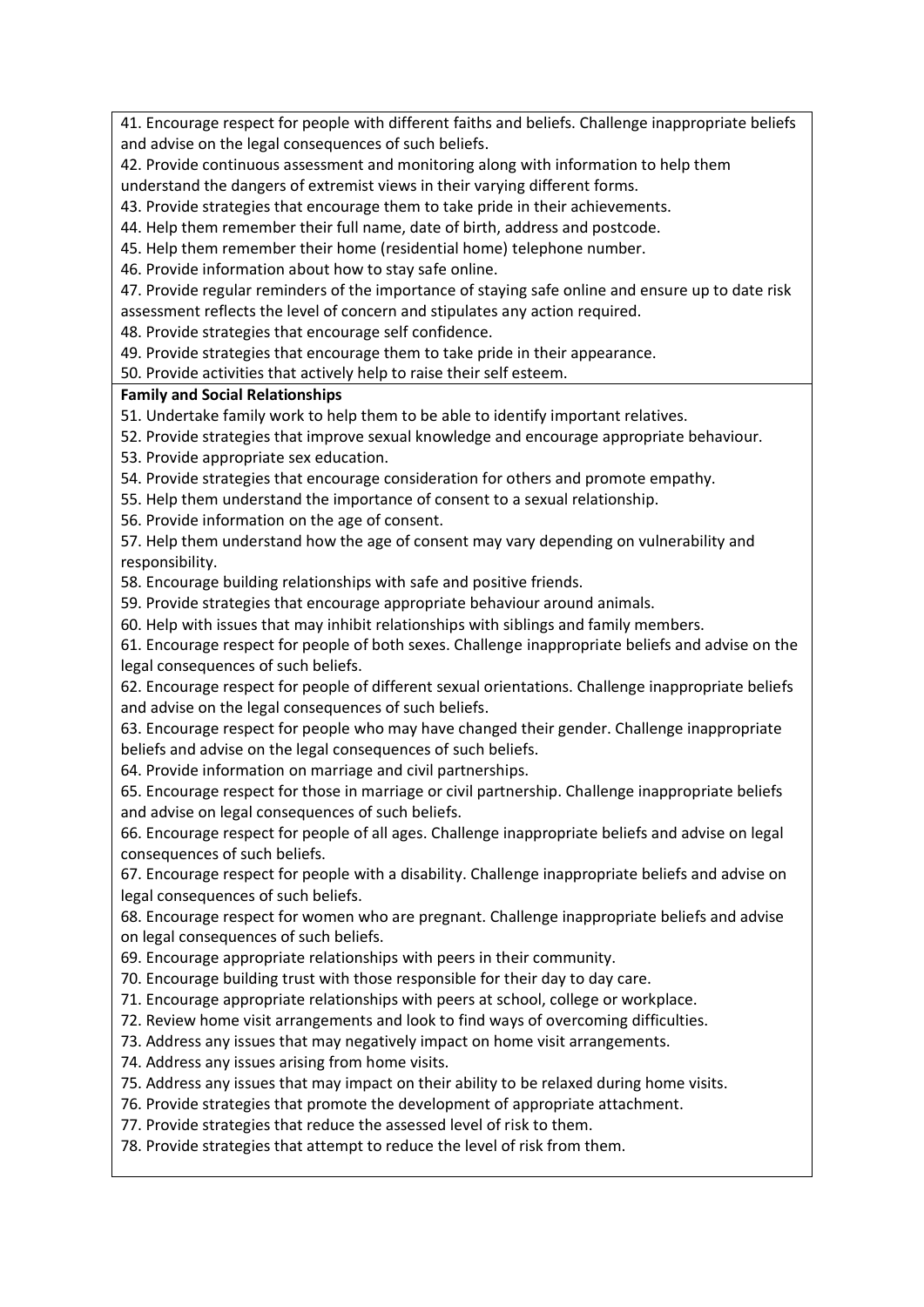41. Encourage respect for people with different faiths and beliefs. Challenge inappropriate beliefs and advise on the legal consequences of such beliefs.
42. Provide continuous assessment and monitoring along with information to help them understand the dangers of extremist views in their varying different forms.
43. Provide strategies that encourage them to take pride in their achievements.
44. Help them remember their full name, date of birth, address and postcode.
45. Help them remember their home (residential home) telephone number.
46. Provide information about how to stay safe online.
47. Provide regular reminders of the importance of staying safe online and ensure up to date risk assessment reflects the level of concern and stipulates any action required.
48. Provide strategies that encourage self confidence.
49. Provide strategies that encourage them to take pride in their appearance.
50. Provide activities that actively help to raise their self esteem.

**Family and Social Relationships**

51. Undertake family work to help them to be able to identify important relatives.
52. Provide strategies that improve sexual knowledge and encourage appropriate behaviour.
53. Provide appropriate sex education.
54. Provide strategies that encourage consideration for others and promote empathy.
55. Help them understand the importance of consent to a sexual relationship.
56. Provide information on the age of consent.
57. Help them understand how the age of consent may vary depending on vulnerability and responsibility.
58. Encourage building relationships with safe and positive friends.
59. Provide strategies that encourage appropriate behaviour around animals.
60. Help with issues that may inhibit relationships with siblings and family members.
61. Encourage respect for people of both sexes. Challenge inappropriate beliefs and advise on the legal consequences of such beliefs.
62. Encourage respect for people of different sexual orientations. Challenge inappropriate beliefs and advise on the legal consequences of such beliefs.
63. Encourage respect for people who may have changed their gender. Challenge inappropriate beliefs and advise on the legal consequences of such beliefs.
64. Provide information on marriage and civil partnerships.
65. Encourage respect for those in marriage or civil partnership. Challenge inappropriate beliefs and advise on legal consequences of such beliefs.
66. Encourage respect for people of all ages. Challenge inappropriate beliefs and advise on legal consequences of such beliefs.
67. Encourage respect for people with a disability. Challenge inappropriate beliefs and advise on legal consequences of such beliefs.
68. Encourage respect for women who are pregnant. Challenge inappropriate beliefs and advise on legal consequences of such beliefs.
69. Encourage appropriate relationships with peers in their community.
70. Encourage building trust with those responsible for their day to day care.
71. Encourage appropriate relationships with peers at school, college or workplace.
72. Review home visit arrangements and look to find ways of overcoming difficulties.
73. Address any issues that may negatively impact on home visit arrangements.
74. Address any issues arising from home visits.
75. Address any issues that may impact on their ability to be relaxed during home visits.
76. Provide strategies that promote the development of appropriate attachment.
77. Provide strategies that reduce the assessed level of risk to them.
78. Provide strategies that attempt to reduce the level of risk from them.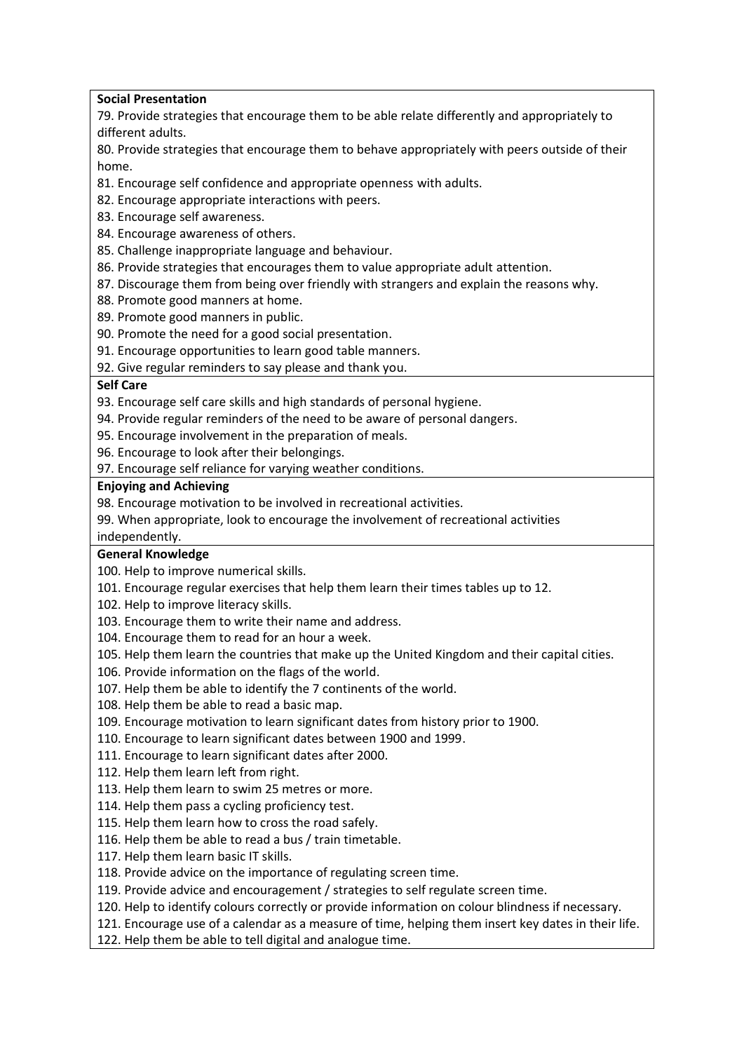**Social Presentation**

79. Provide strategies that encourage them to be able relate differently and appropriately to different adults.
80. Provide strategies that encourage them to behave appropriately with peers outside of their home.
81. Encourage self confidence and appropriate openness with adults.
82. Encourage appropriate interactions with peers.
83. Encourage self awareness.
84. Encourage awareness of others.
85. Challenge inappropriate language and behaviour.
86. Provide strategies that encourages them to value appropriate adult attention.
87. Discourage them from being over friendly with strangers and explain the reasons why.
88. Promote good manners at home.
89. Promote good manners in public.
90. Promote the need for a good social presentation.
91. Encourage opportunities to learn good table manners.
92. Give regular reminders to say please and thank you.

**Self Care**

93. Encourage self care skills and high standards of personal hygiene.
94. Provide regular reminders of the need to be aware of personal dangers.
95. Encourage involvement in the preparation of meals.
96. Encourage to look after their belongings.
97. Encourage self reliance for varying weather conditions.

**Enjoying and Achieving**

98. Encourage motivation to be involved in recreational activities.
99. When appropriate, look to encourage the involvement of recreational activities independently.

**General Knowledge**

100. Help to improve numerical skills.
101. Encourage regular exercises that help them learn their times tables up to 12.
102. Help to improve literacy skills.
103. Encourage them to write their name and address.
104. Encourage them to read for an hour a week.
105. Help them learn the countries that make up the United Kingdom and their capital cities.
106. Provide information on the flags of the world.
107. Help them be able to identify the 7 continents of the world.
108. Help them be able to read a basic map.
109. Encourage motivation to learn significant dates from history prior to 1900.
110. Encourage to learn significant dates between 1900 and 1999.
111. Encourage to learn significant dates after 2000.
112. Help them learn left from right.
113. Help them learn to swim 25 metres or more.
114. Help them pass a cycling proficiency test.
115. Help them learn how to cross the road safely.
116. Help them be able to read a bus / train timetable.
117. Help them learn basic IT skills.
118. Provide advice on the importance of regulating screen time.
119. Provide advice and encouragement / strategies to self regulate screen time.
120. Help to identify colours correctly or provide information on colour blindness if necessary.
121. Encourage use of a calendar as a measure of time, helping them insert key dates in their life.
122. Help them be able to tell digital and analogue time.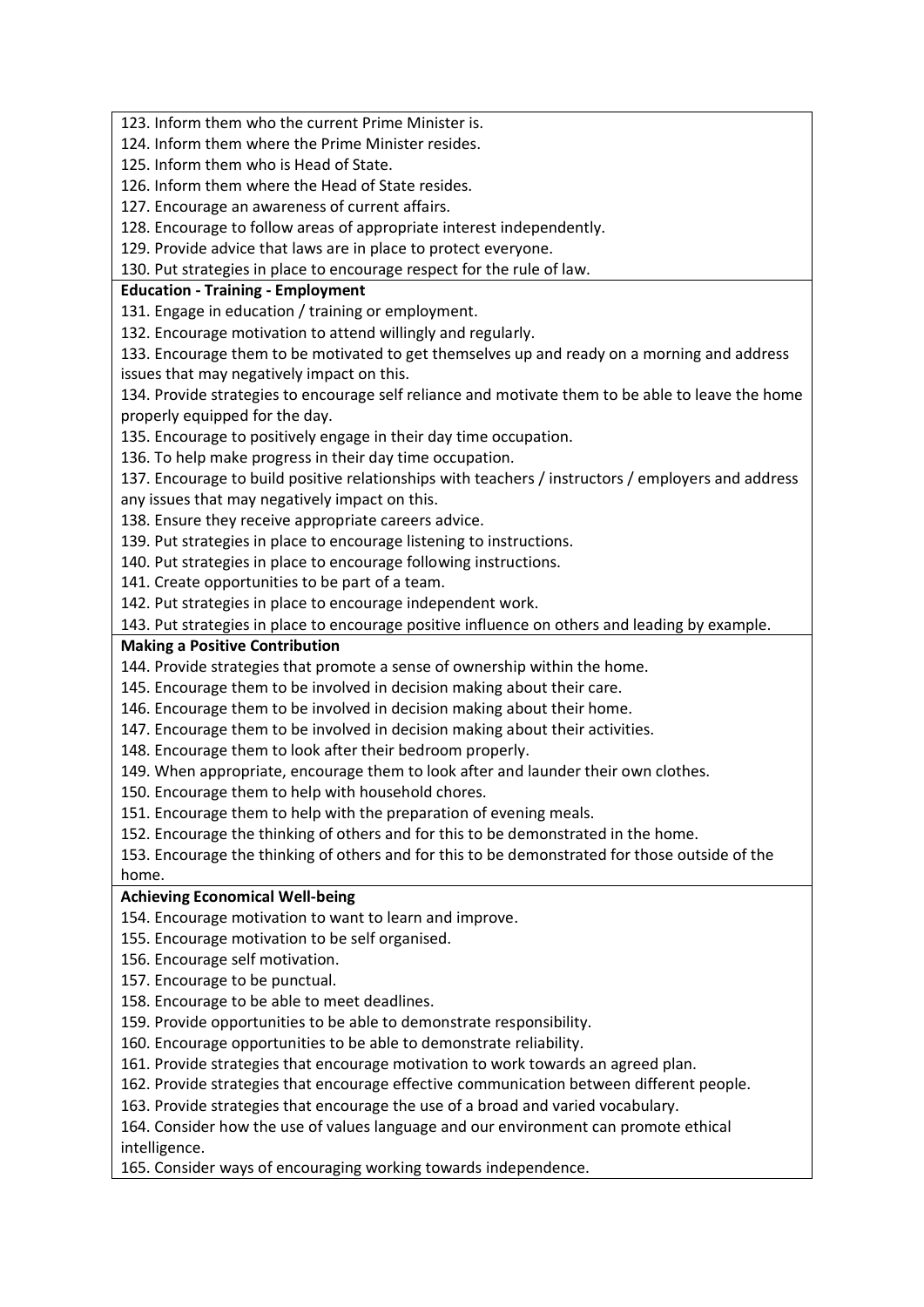123. Inform them who the current Prime Minister is.
124. Inform them where the Prime Minister resides.
125. Inform them who is Head of State.
126. Inform them where the Head of State resides.
127. Encourage an awareness of current affairs.
128. Encourage to follow areas of appropriate interest independently.
129. Provide advice that laws are in place to protect everyone.
130. Put strategies in place to encourage respect for the rule of law.

**Education - Training - Employment**

131. Engage in education / training or employment.
132. Encourage motivation to attend willingly and regularly.
133. Encourage them to be motivated to get themselves up and ready on a morning and address issues that may negatively impact on this.
134. Provide strategies to encourage self reliance and motivate them to be able to leave the home properly equipped for the day.
135. Encourage to positively engage in their day time occupation.
136. To help make progress in their day time occupation.
137. Encourage to build positive relationships with teachers / instructors / employers and address any issues that may negatively impact on this.
138. Ensure they receive appropriate careers advice.
139. Put strategies in place to encourage listening to instructions.
140. Put strategies in place to encourage following instructions.
141. Create opportunities to be part of a team.
142. Put strategies in place to encourage independent work.
143. Put strategies in place to encourage positive influence on others and leading by example.

**Making a Positive Contribution**

144. Provide strategies that promote a sense of ownership within the home.
145. Encourage them to be involved in decision making about their care.
146. Encourage them to be involved in decision making about their home.
147. Encourage them to be involved in decision making about their activities.
148. Encourage them to look after their bedroom properly.
149. When appropriate, encourage them to look after and launder their own clothes.
150. Encourage them to help with household chores.
151. Encourage them to help with the preparation of evening meals.
152. Encourage the thinking of others and for this to be demonstrated in the home.
153. Encourage the thinking of others and for this to be demonstrated for those outside of the home.

**Achieving Economical Well-being**

154. Encourage motivation to want to learn and improve.
155. Encourage motivation to be self organised.
156. Encourage self motivation.
157. Encourage to be punctual.
158. Encourage to be able to meet deadlines.
159. Provide opportunities to be able to demonstrate responsibility.
160. Encourage opportunities to be able to demonstrate reliability.
161. Provide strategies that encourage motivation to work towards an agreed plan.
162. Provide strategies that encourage effective communication between different people.
163. Provide strategies that encourage the use of a broad and varied vocabulary.
164. Consider how the use of values language and our environment can promote ethical intelligence.
165. Consider ways of encouraging working towards independence.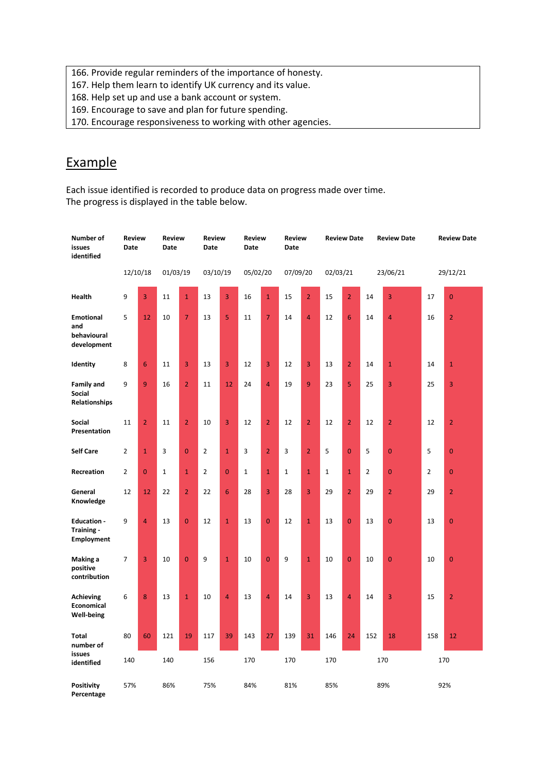| 166. Provide regular reminders of the importance of honesty. |
|---|
| 167. Help them learn to identify UK currency and its value. |
| 168. Help set up and use a bank account or system. |
| 169. Encourage to save and plan for future spending. |
| 170. Encourage responsiveness to working with other agencies. |

## Example

Each issue identified is recorded to produce data on progress made over time.
The progress is displayed in the table below.

| Number of issues identified | Review Date | | Review Date | | Review Date | | Review Date | | Review Date | | Review Date | | Review Date | | Review Date | |
|---|---|---|---|---|---|---|---|---|---|---|---|---|---|---|---|---|
| | 12/10/18 | | 01/03/19 | | 03/10/19 | | 05/02/20 | | 07/09/20 | | 02/03/21 | | 23/06/21 | | 29/12/21 | |
| Health | 9 | 3 | 11 | 1 | 13 | 3 | 16 | 1 | 15 | 2 | 15 | 2 | 14 | 3 | 17 | 0 |
| Emotional and behavioural development | 5 | 12 | 10 | 7 | 13 | 5 | 11 | 7 | 14 | 4 | 12 | 6 | 14 | 4 | 16 | 2 |
| Identity | 8 | 6 | 11 | 3 | 13 | 3 | 12 | 3 | 12 | 3 | 13 | 2 | 14 | 1 | 14 | 1 |
| Family and Social Relationships | 9 | 9 | 16 | 2 | 11 | 12 | 24 | 4 | 19 | 9 | 23 | 5 | 25 | 3 | 25 | 3 |
| Social Presentation | 11 | 2 | 11 | 2 | 10 | 3 | 12 | 2 | 12 | 2 | 12 | 2 | 12 | 2 | 12 | 2 |
| Self Care | 2 | 1 | 3 | 0 | 2 | 1 | 3 | 2 | 3 | 2 | 5 | 0 | 5 | 0 | 5 | 0 |
| Recreation | 2 | 0 | 1 | 1 | 2 | 0 | 1 | 1 | 1 | 1 | 1 | 1 | 2 | 0 | 2 | 0 |
| General Knowledge | 12 | 12 | 22 | 2 | 22 | 6 | 28 | 3 | 28 | 3 | 29 | 2 | 29 | 2 | 29 | 2 |
| Education - Training - Employment | 9 | 4 | 13 | 0 | 12 | 1 | 13 | 0 | 12 | 1 | 13 | 0 | 13 | 0 | 13 | 0 |
| Making a positive contribution | 7 | 3 | 10 | 0 | 9 | 1 | 10 | 0 | 9 | 1 | 10 | 0 | 10 | 0 | 10 | 0 |
| Achieving Economical Well-being | 6 | 8 | 13 | 1 | 10 | 4 | 13 | 4 | 14 | 3 | 13 | 4 | 14 | 3 | 15 | 2 |
| Total number of issues identified | 80 | 60 | 121 | 19 | 117 | 39 | 143 | 27 | 139 | 31 | 146 | 24 | 152 | 18 | 158 | 12 |
| | 140 | | 140 | | 156 | | 170 | | 170 | | 170 | | 170 | | 170 | |
| Positivity Percentage | 57% | | 86% | | 75% | | 84% | | 81% | | 85% | | 89% | | 92% | |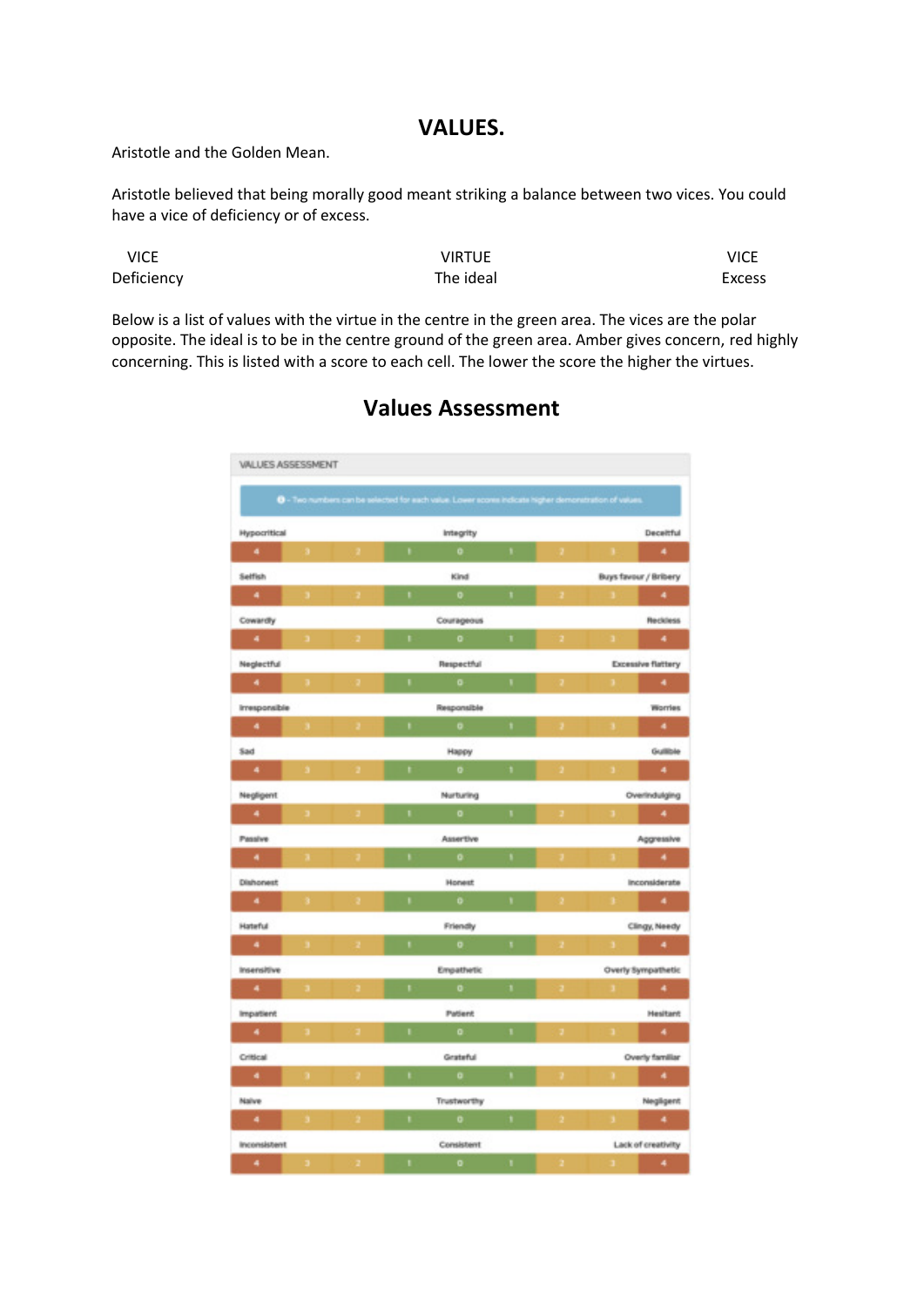# VALUES.

Aristotle and the Golden Mean.

Aristotle believed that being morally good meant striking a balance between two vices. You could have a vice of deficiency or of excess.

| VICE<br>Deficiency | VIRTUE<br>The ideal | VICE<br>Excess |
|---|---|---|

Below is a list of values with the virtue in the centre in the green area. The vices are the polar opposite. The ideal is to be in the centre ground of the green area. Amber gives concern, red highly concerning. This is listed with a score to each cell. The lower the score the higher the virtues.

## Values Assessment

VALUES ASSESSMENT

- Two numbers can be selected for each value. Lower scores indicate higher demonstration of values.

| Vice (Deficiency) | 4 | 3 | 2 | 1 | 0 (Virtue) | 1 | 2 | 3 | 4 | Vice (Excess) |
|---|---|---|---|---|---|---|---|---|---|---|
| Hypocritical | 4 | 3 | 2 | 1 | Integrity | 1 | 2 | 3 | 4 | Deceitful |
| Selfish | 4 | 3 | 2 | 1 | Kind | 1 | 2 | 3 | 4 | Buys favour / Bribery |
| Cowardly | 4 | 3 | 2 | 1 | Courageous | 1 | 2 | 3 | 4 | Reckless |
| Neglectful | 4 | 3 | 2 | 1 | Respectful | 1 | 2 | 3 | 4 | Excessive flattery |
| Irresponsible | 4 | 3 | 2 | 1 | Responsible | 1 | 2 | 3 | 4 | Worries |
| Sad | 4 | 3 | 2 | 1 | Happy | 1 | 2 | 3 | 4 | Gullible |
| Negligent | 4 | 3 | 2 | 1 | Nurturing | 1 | 2 | 3 | 4 | Overindulging |
| Passive | 4 | 3 | 2 | 1 | Assertive | 1 | 2 | 3 | 4 | Aggressive |
| Dishonest | 4 | 3 | 2 | 1 | Honest | 1 | 2 | 3 | 4 | Inconsiderate |
| Hateful | 4 | 3 | 2 | 1 | Friendly | 1 | 2 | 3 | 4 | Clingy, Needy |
| Insensitive | 4 | 3 | 2 | 1 | Empathetic | 1 | 2 | 3 | 4 | Overly Sympathetic |
| Impatient | 4 | 3 | 2 | 1 | Patient | 1 | 2 | 3 | 4 | Hesitant |
| Critical | 4 | 3 | 2 | 1 | Grateful | 1 | 2 | 3 | 4 | Overly familiar |
| Naive | 4 | 3 | 2 | 1 | Trustworthy | 1 | 2 | 3 | 4 | Negligent |
| Inconsistent | 4 | 3 | 2 | 1 | Consistent | 1 | 2 | 3 | 4 | Lack of creativity |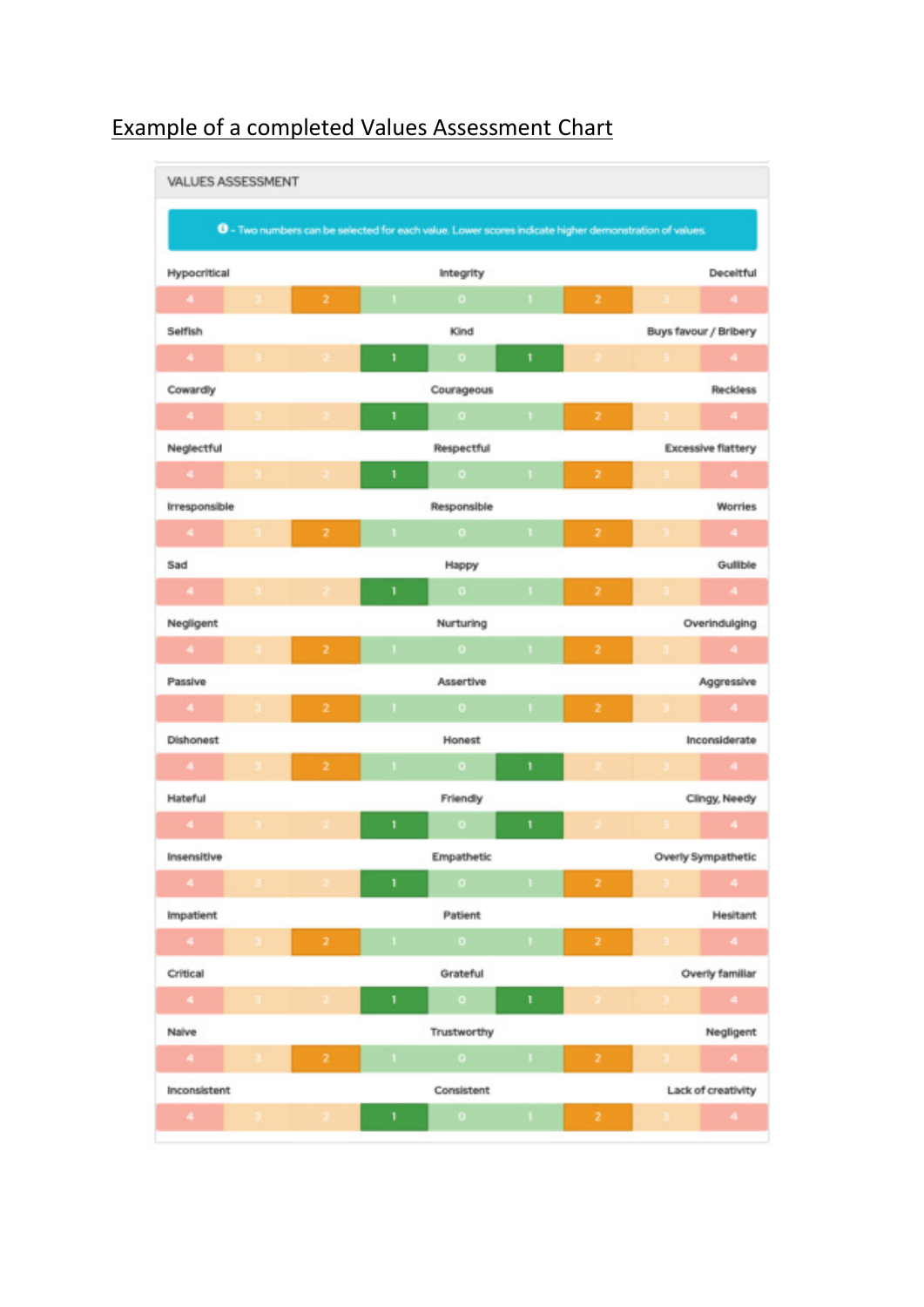## Example of a completed Values Assessment Chart

**VALUES ASSESSMENT**

ℹ - Two numbers can be selected for each value. Lower scores indicate higher demonstration of values.

| Left trait | 4 | 3 | 2 | 1 | 0 | 1 | 2 | 3 | 4 | Right trait |
|---|---|---|---|---|---|---|---|---|---|---|
| Hypocritical | | | **2** | | Integrity | | **2** | | | Deceitful |
| Selfish | | | | **1** | Kind | **1** | | | | Buys favour / Bribery |
| Cowardly | | | | **1** | Courageous | | **2** | | | Reckless |
| Neglectful | | | | **1** | Respectful | | **2** | | | Excessive flattery |
| Irresponsible | | | **2** | | Responsible | | **2** | | | Worries |
| Sad | | | | **1** | Happy | | **2** | | | Gullible |
| Negligent | | | **2** | | Nurturing | | **2** | | | Overindulging |
| Passive | | | **2** | | Assertive | | **2** | | | Aggressive |
| Dishonest | | | **2** | | Honest | **1** | | | | Inconsiderate |
| Hateful | | | | **1** | Friendly | **1** | | | | Clingy, Needy |
| Insensitive | | | | **1** | Empathetic | | **2** | | | Overly Sympathetic |
| Impatient | | | **2** | | Patient | | **2** | | | Hesitant |
| Critical | | | | **1** | Grateful | **1** | | | | Overly familiar |
| Naive | | | **2** | | Trustworthy | | **2** | | | Negligent |
| Inconsistent | | | | **1** | Consistent | | **2** | | | Lack of creativity |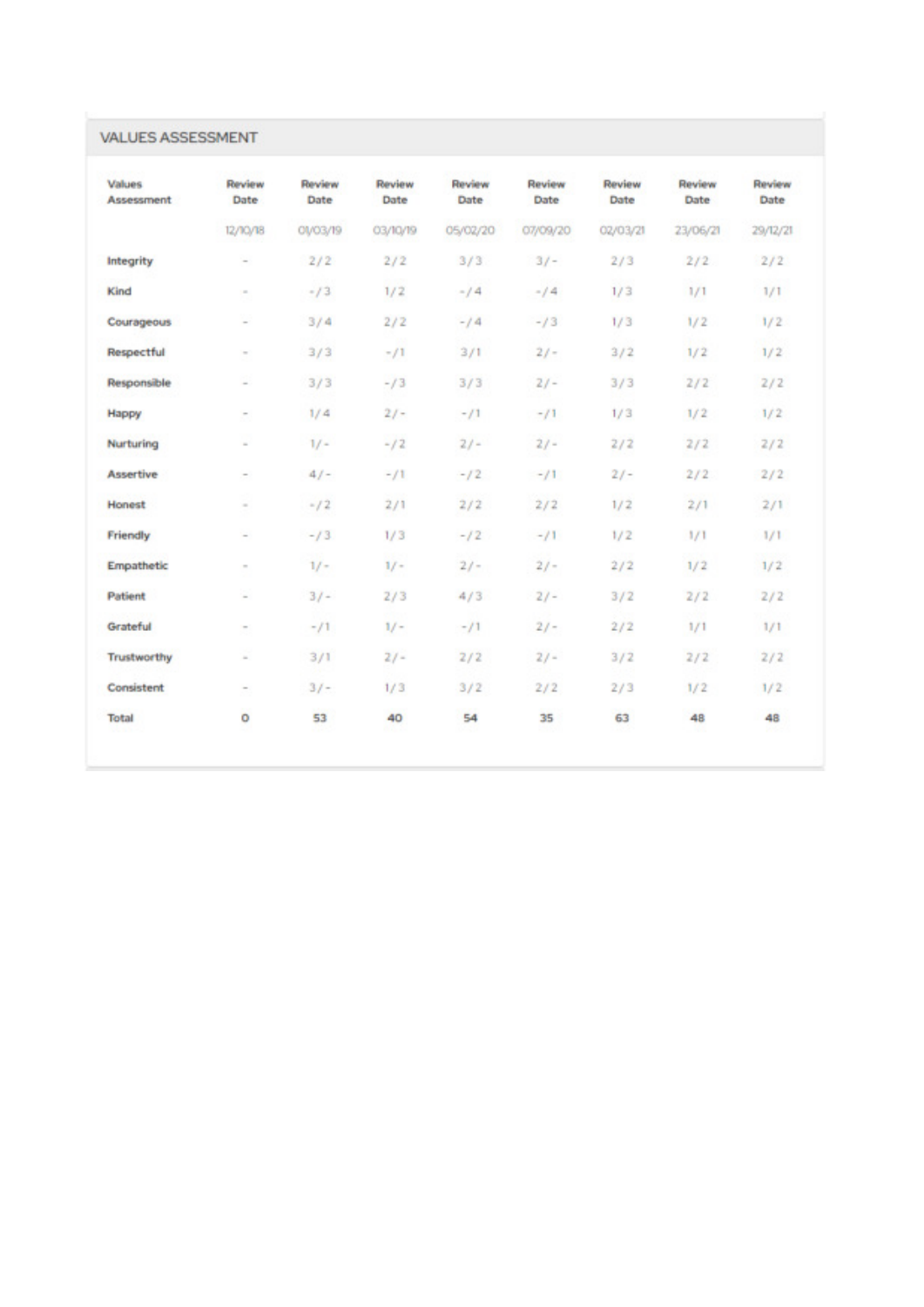## VALUES ASSESSMENT

| Values Assessment | Review Date | Review Date | Review Date | Review Date | Review Date | Review Date | Review Date | Review Date |
|---|---|---|---|---|---|---|---|---|
| | 12/10/18 | 01/03/19 | 03/10/19 | 05/02/20 | 07/09/20 | 02/03/21 | 23/06/21 | 29/12/21 |
| Integrity | - | 2 / 2 | 2 / 2 | 3 / 3 | 3 / - | 2 / 3 | 2 / 2 | 2 / 2 |
| Kind | - | - / 3 | 1 / 2 | - / 4 | - / 4 | 1 / 3 | 1 / 1 | 1 / 1 |
| Courageous | - | 3 / 4 | 2 / 2 | - / 4 | - / 3 | 1 / 3 | 1 / 2 | 1 / 2 |
| Respectful | - | 3 / 3 | - / 1 | 3 / 1 | 2 / - | 3 / 2 | 1 / 2 | 1 / 2 |
| Responsible | - | 3 / 3 | - / 3 | 3 / 3 | 2 / - | 3 / 3 | 2 / 2 | 2 / 2 |
| Happy | - | 1 / 4 | 2 / - | - / 1 | - / 1 | 1 / 3 | 1 / 2 | 1 / 2 |
| Nurturing | - | 1 / - | - / 2 | 2 / - | 2 / - | 2 / 2 | 2 / 2 | 2 / 2 |
| Assertive | - | 4 / - | - / 1 | - / 2 | - / 1 | 2 / - | 2 / 2 | 2 / 2 |
| Honest | - | - / 2 | 2 / 1 | 2 / 2 | 2 / 2 | 1 / 2 | 2 / 1 | 2 / 1 |
| Friendly | - | - / 3 | 1 / 3 | - / 2 | - / 1 | 1 / 2 | 1 / 1 | 1 / 1 |
| Empathetic | - | 1 / - | 1 / - | 2 / - | 2 / - | 2 / 2 | 1 / 2 | 1 / 2 |
| Patient | - | 3 / - | 2 / 3 | 4 / 3 | 2 / - | 3 / 2 | 2 / 2 | 2 / 2 |
| Grateful | - | - / 1 | 1 / - | - / 1 | 2 / - | 2 / 2 | 1 / 1 | 1 / 1 |
| Trustworthy | - | 3 / 1 | 2 / - | 2 / 2 | 2 / - | 3 / 2 | 2 / 2 | 2 / 2 |
| Consistent | - | 3 / - | 1 / 3 | 3 / 2 | 2 / 2 | 2 / 3 | 1 / 2 | 1 / 2 |
| Total | 0 | 53 | 40 | 54 | 35 | 63 | 48 | 48 |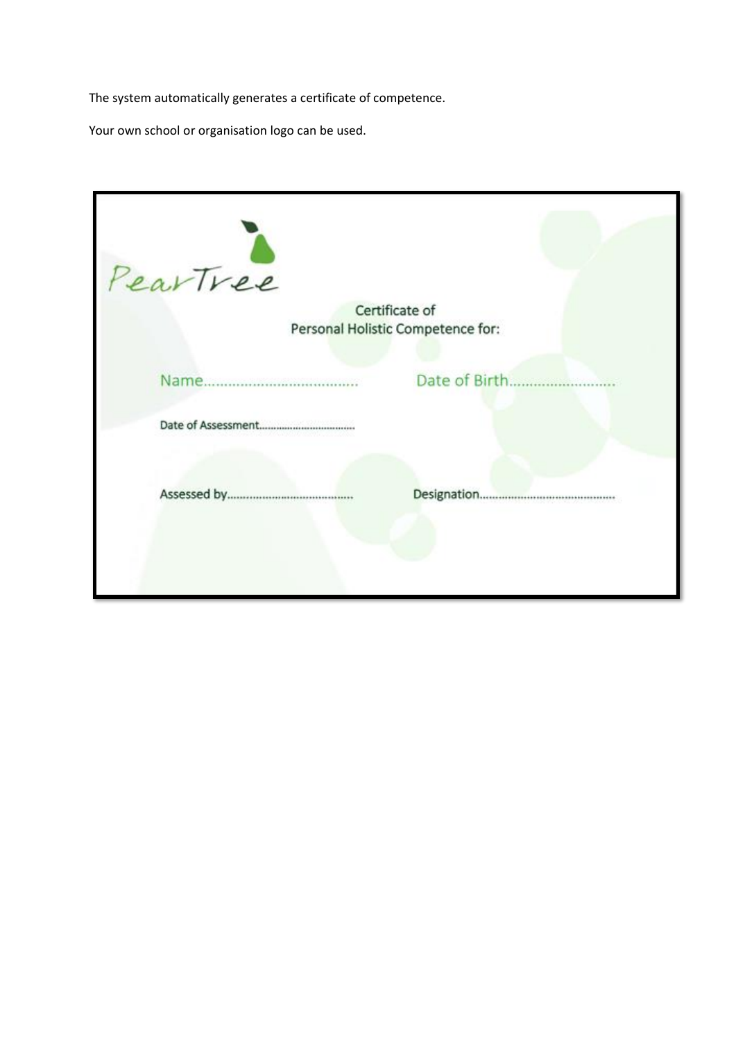The system automatically generates a certificate of competence.

Your own school or organisation logo can be used.

PearTree

Certificate of
Personal Holistic Competence for:

Name.................................... Date of Birth..........................

Date of Assessment................................

Assessed by....................................... Designation..........................................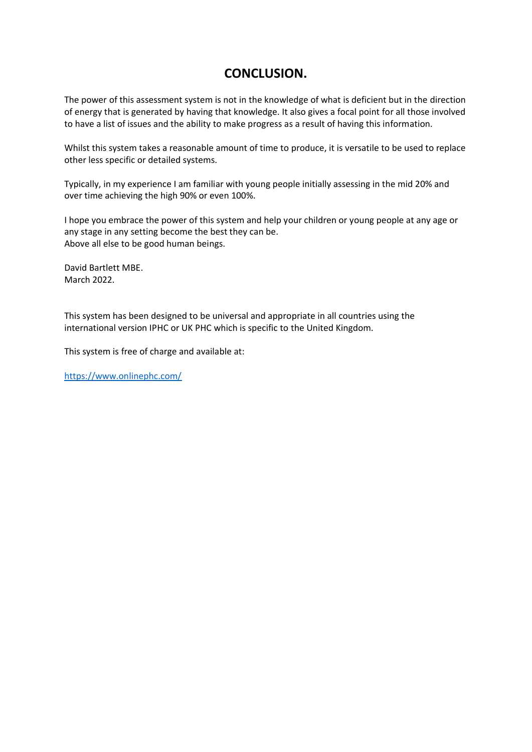# CONCLUSION.

The power of this assessment system is not in the knowledge of what is deficient but in the direction of energy that is generated by having that knowledge. It also gives a focal point for all those involved to have a list of issues and the ability to make progress as a result of having this information.

Whilst this system takes a reasonable amount of time to produce, it is versatile to be used to replace other less specific or detailed systems.

Typically, in my experience I am familiar with young people initially assessing in the mid 20% and over time achieving the high 90% or even 100%.

I hope you embrace the power of this system and help your children or young people at any age or any stage in any setting become the best they can be.
Above all else to be good human beings.

David Bartlett MBE.
March 2022.

This system has been designed to be universal and appropriate in all countries using the international version IPHC or UK PHC which is specific to the United Kingdom.

This system is free of charge and available at:

https://www.onlinephc.com/